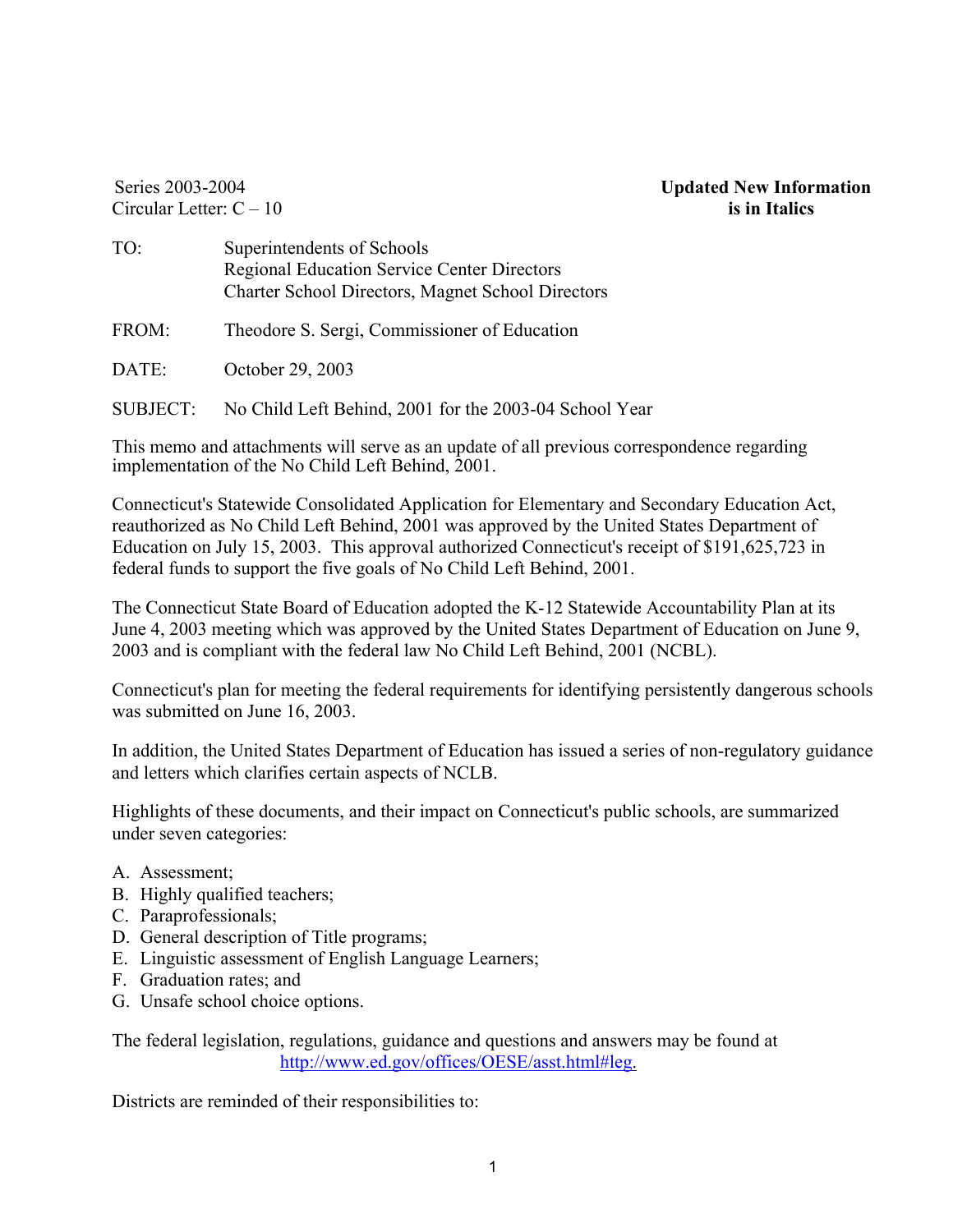Series 2003-2004
Circular Letter: C – 10

**Updated New Information is in Italics**

TO: Superintendents of Schools
Regional Education Service Center Directors
Charter School Directors, Magnet School Directors

FROM: Theodore S. Sergi, Commissioner of Education

DATE: October 29, 2003

SUBJECT: No Child Left Behind, 2001 for the 2003-04 School Year

This memo and attachments will serve as an update of all previous correspondence regarding implementation of the No Child Left Behind, 2001.

Connecticut's Statewide Consolidated Application for Elementary and Secondary Education Act, reauthorized as No Child Left Behind, 2001 was approved by the United States Department of Education on July 15, 2003. This approval authorized Connecticut's receipt of $191,625,723 in federal funds to support the five goals of No Child Left Behind, 2001.

The Connecticut State Board of Education adopted the K-12 Statewide Accountability Plan at its June 4, 2003 meeting which was approved by the United States Department of Education on June 9, 2003 and is compliant with the federal law No Child Left Behind, 2001 (NCBL).

Connecticut's plan for meeting the federal requirements for identifying persistently dangerous schools was submitted on June 16, 2003.

In addition, the United States Department of Education has issued a series of non-regulatory guidance and letters which clarifies certain aspects of NCLB.

Highlights of these documents, and their impact on Connecticut's public schools, are summarized under seven categories:

A. Assessment;
B. Highly qualified teachers;
C. Paraprofessionals;
D. General description of Title programs;
E. Linguistic assessment of English Language Learners;
F. Graduation rates; and
G. Unsafe school choice options.

The federal legislation, regulations, guidance and questions and answers may be found at http://www.ed.gov/offices/OESE/asst.html#leg.

Districts are reminded of their responsibilities to: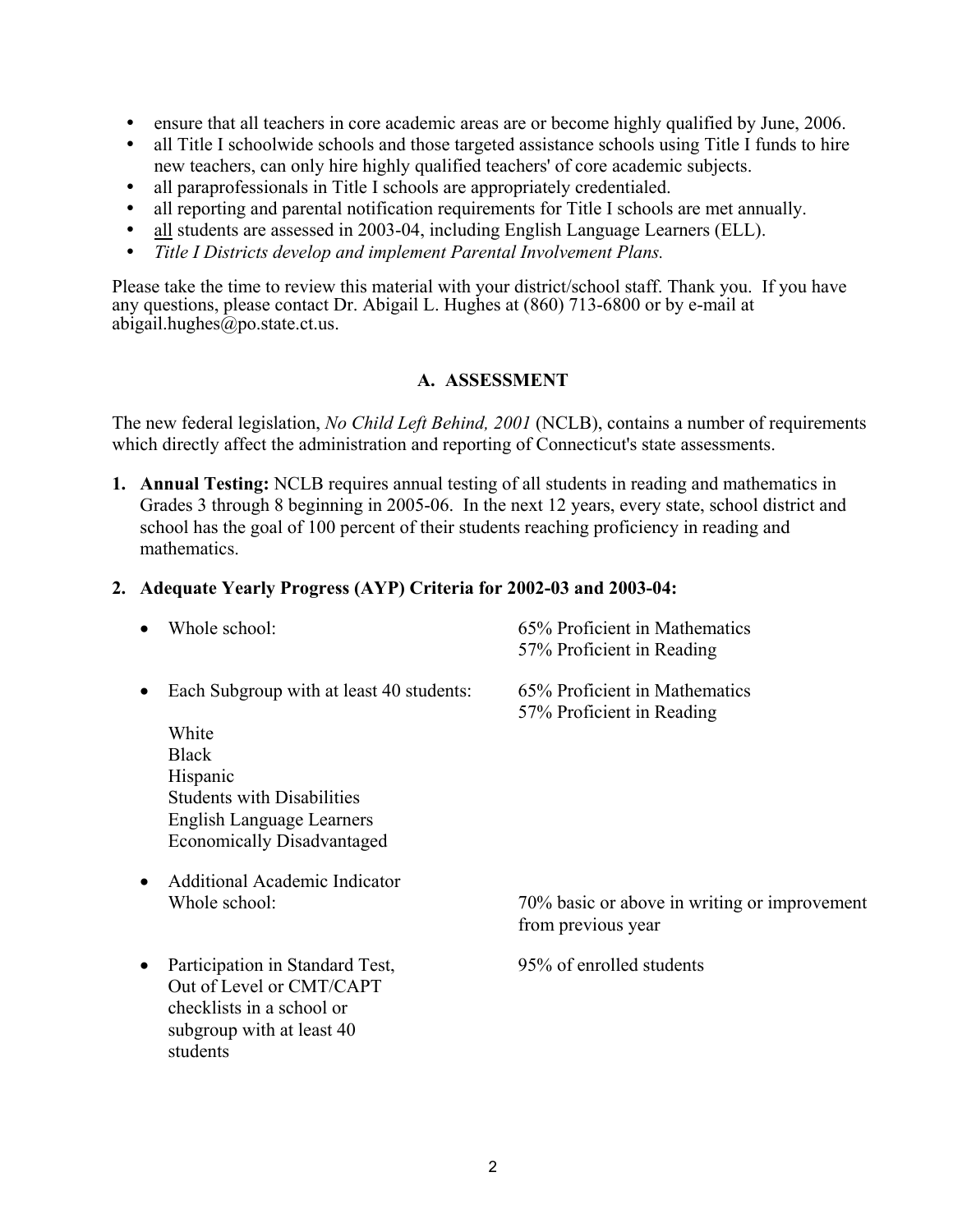- ensure that all teachers in core academic areas are or become highly qualified by June, 2006.
- all Title I schoolwide schools and those targeted assistance schools using Title I funds to hire new teachers, can only hire highly qualified teachers' of core academic subjects.
- all paraprofessionals in Title I schools are appropriately credentialed.
- all reporting and parental notification requirements for Title I schools are met annually.
- <u>all</u> students are assessed in 2003-04, including English Language Learners (ELL).
- *Title I Districts develop and implement Parental Involvement Plans.*

Please take the time to review this material with your district/school staff. Thank you. If you have any questions, please contact Dr. Abigail L. Hughes at (860) 713-6800 or by e-mail at abigail.hughes@po.state.ct.us.

## A. ASSESSMENT

The new federal legislation, *No Child Left Behind, 2001* (NCLB), contains a number of requirements which directly affect the administration and reporting of Connecticut's state assessments.

1. **Annual Testing:** NCLB requires annual testing of all students in reading and mathematics in Grades 3 through 8 beginning in 2005-06. In the next 12 years, every state, school district and school has the goal of 100 percent of their students reaching proficiency in reading and mathematics.

2. **Adequate Yearly Progress (AYP) Criteria for 2002-03 and 2003-04:**

| | |
|---|---|
| • Whole school: | 65% Proficient in Mathematics<br>57% Proficient in Reading |
| • Each Subgroup with at least 40 students:<br>White<br>Black<br>Hispanic<br>Students with Disabilities<br>English Language Learners<br>Economically Disadvantaged | 65% Proficient in Mathematics<br>57% Proficient in Reading |
| • Additional Academic Indicator<br>Whole school: | 70% basic or above in writing or improvement from previous year |
| • Participation in Standard Test, Out of Level or CMT/CAPT checklists in a school or subgroup with at least 40 students | 95% of enrolled students |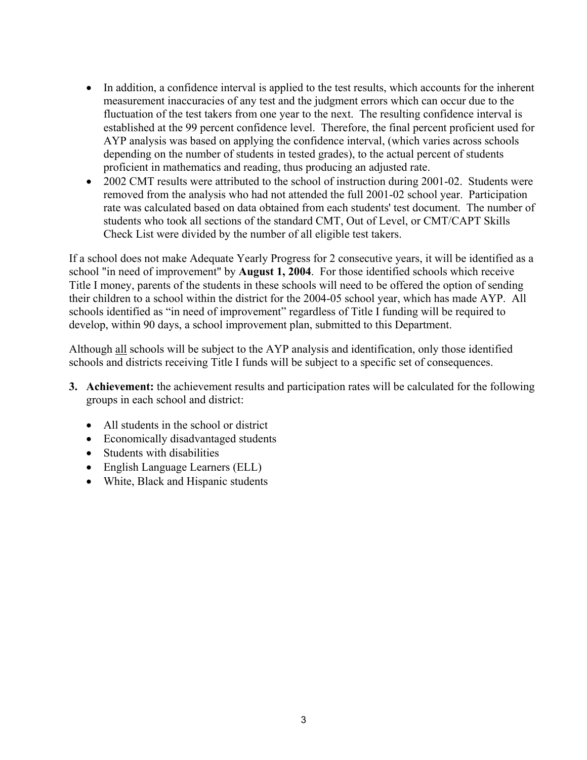- In addition, a confidence interval is applied to the test results, which accounts for the inherent measurement inaccuracies of any test and the judgment errors which can occur due to the fluctuation of the test takers from one year to the next. The resulting confidence interval is established at the 99 percent confidence level. Therefore, the final percent proficient used for AYP analysis was based on applying the confidence interval, (which varies across schools depending on the number of students in tested grades), to the actual percent of students proficient in mathematics and reading, thus producing an adjusted rate.
- 2002 CMT results were attributed to the school of instruction during 2001-02. Students were removed from the analysis who had not attended the full 2001-02 school year. Participation rate was calculated based on data obtained from each students' test document. The number of students who took all sections of the standard CMT, Out of Level, or CMT/CAPT Skills Check List were divided by the number of all eligible test takers.

If a school does not make Adequate Yearly Progress for 2 consecutive years, it will be identified as a school "in need of improvement" by **August 1, 2004**. For those identified schools which receive Title I money, parents of the students in these schools will need to be offered the option of sending their children to a school within the district for the 2004-05 school year, which has made AYP. All schools identified as "in need of improvement" regardless of Title I funding will be required to develop, within 90 days, a school improvement plan, submitted to this Department.

Although <u>all</u> schools will be subject to the AYP analysis and identification, only those identified schools and districts receiving Title I funds will be subject to a specific set of consequences.

3. **Achievement:** the achievement results and participation rates will be calculated for the following groups in each school and district:

   - All students in the school or district
   - Economically disadvantaged students
   - Students with disabilities
   - English Language Learners (ELL)
   - White, Black and Hispanic students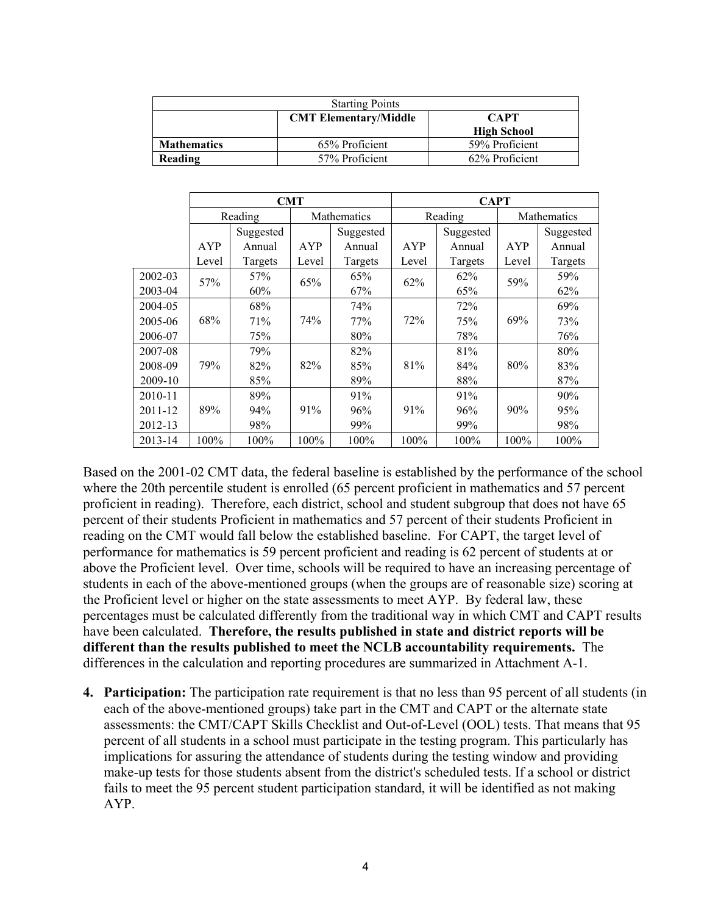| Starting Points | | |
|---|---|---|
| | **CMT Elementary/Middle** | **CAPT High School** |
| **Mathematics** | 65% Proficient | 59% Proficient |
| **Reading** | 57% Proficient | 62% Proficient |

| | **CMT** | | | | **CAPT** | | | |
|---|---|---|---|---|---|---|---|---|
| | Reading | | Mathematics | | Reading | | Mathematics | |
| | AYP Level | Suggested Annual Targets | AYP Level | Suggested Annual Targets | AYP Level | Suggested Annual Targets | AYP Level | Suggested Annual Targets |
| 2002-03 | 57% | 57% | 65% | 65% | 62% | 62% | 59% | 59% |
| 2003-04 | | 60% | | 67% | | 65% | | 62% |
| 2004-05 | 68% | 68% | 74% | 74% | 72% | 72% | 69% | 69% |
| 2005-06 | | 71% | | 77% | | 75% | | 73% |
| 2006-07 | | 75% | | 80% | | 78% | | 76% |
| 2007-08 | 79% | 79% | 82% | 82% | 81% | 81% | 80% | 80% |
| 2008-09 | | 82% | | 85% | | 84% | | 83% |
| 2009-10 | | 85% | | 89% | | 88% | | 87% |
| 2010-11 | 89% | 89% | 91% | 91% | 91% | 91% | 90% | 90% |
| 2011-12 | | 94% | | 96% | | 96% | | 95% |
| 2012-13 | | 98% | | 99% | | 99% | | 98% |
| 2013-14 | 100% | 100% | 100% | 100% | 100% | 100% | 100% | 100% |

Based on the 2001-02 CMT data, the federal baseline is established by the performance of the school where the 20th percentile student is enrolled (65 percent proficient in mathematics and 57 percent proficient in reading). Therefore, each district, school and student subgroup that does not have 65 percent of their students Proficient in mathematics and 57 percent of their students Proficient in reading on the CMT would fall below the established baseline. For CAPT, the target level of performance for mathematics is 59 percent proficient and reading is 62 percent of students at or above the Proficient level. Over time, schools will be required to have an increasing percentage of students in each of the above-mentioned groups (when the groups are of reasonable size) scoring at the Proficient level or higher on the state assessments to meet AYP. By federal law, these percentages must be calculated differently from the traditional way in which CMT and CAPT results have been calculated. **Therefore, the results published in state and district reports will be different than the results published to meet the NCLB accountability requirements.** The differences in the calculation and reporting procedures are summarized in Attachment A-1.

4. **Participation:** The participation rate requirement is that no less than 95 percent of all students (in each of the above-mentioned groups) take part in the CMT and CAPT or the alternate state assessments: the CMT/CAPT Skills Checklist and Out-of-Level (OOL) tests. That means that 95 percent of all students in a school must participate in the testing program. This particularly has implications for assuring the attendance of students during the testing window and providing make-up tests for those students absent from the district's scheduled tests. If a school or district fails to meet the 95 percent student participation standard, it will be identified as not making AYP.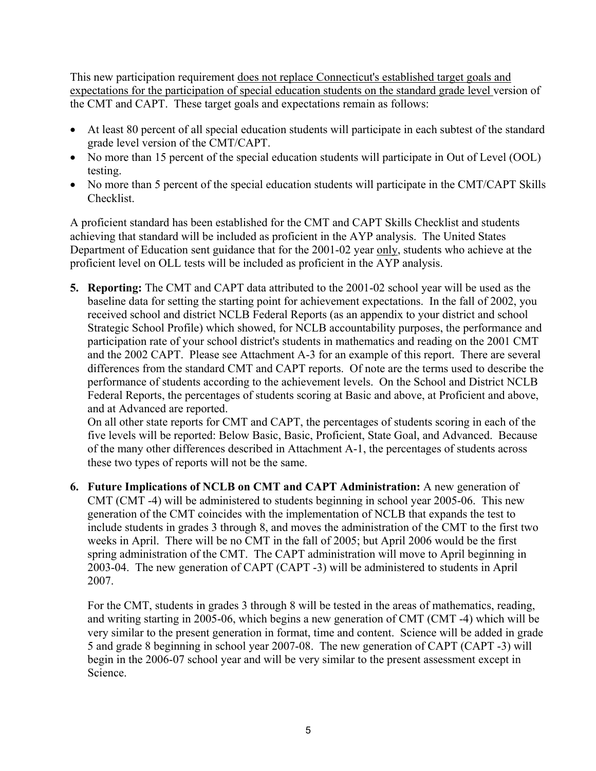This new participation requirement does not replace Connecticut's established target goals and expectations for the participation of special education students on the standard grade level version of the CMT and CAPT. These target goals and expectations remain as follows:

- At least 80 percent of all special education students will participate in each subtest of the standard grade level version of the CMT/CAPT.
- No more than 15 percent of the special education students will participate in Out of Level (OOL) testing.
- No more than 5 percent of the special education students will participate in the CMT/CAPT Skills Checklist.

A proficient standard has been established for the CMT and CAPT Skills Checklist and students achieving that standard will be included as proficient in the AYP analysis. The United States Department of Education sent guidance that for the 2001-02 year only, students who achieve at the proficient level on OLL tests will be included as proficient in the AYP analysis.

5. **Reporting:** The CMT and CAPT data attributed to the 2001-02 school year will be used as the baseline data for setting the starting point for achievement expectations. In the fall of 2002, you received school and district NCLB Federal Reports (as an appendix to your district and school Strategic School Profile) which showed, for NCLB accountability purposes, the performance and participation rate of your school district's students in mathematics and reading on the 2001 CMT and the 2002 CAPT. Please see Attachment A-3 for an example of this report. There are several differences from the standard CMT and CAPT reports. Of note are the terms used to describe the performance of students according to the achievement levels. On the School and District NCLB Federal Reports, the percentages of students scoring at Basic and above, at Proficient and above, and at Advanced are reported.
   On all other state reports for CMT and CAPT, the percentages of students scoring in each of the five levels will be reported: Below Basic, Basic, Proficient, State Goal, and Advanced. Because of the many other differences described in Attachment A-1, the percentages of students across these two types of reports will not be the same.

6. **Future Implications of NCLB on CMT and CAPT Administration:** A new generation of CMT (CMT -4) will be administered to students beginning in school year 2005-06. This new generation of the CMT coincides with the implementation of NCLB that expands the test to include students in grades 3 through 8, and moves the administration of the CMT to the first two weeks in April. There will be no CMT in the fall of 2005; but April 2006 would be the first spring administration of the CMT. The CAPT administration will move to April beginning in 2003-04. The new generation of CAPT (CAPT -3) will be administered to students in April 2007.

   For the CMT, students in grades 3 through 8 will be tested in the areas of mathematics, reading, and writing starting in 2005-06, which begins a new generation of CMT (CMT -4) which will be very similar to the present generation in format, time and content. Science will be added in grade 5 and grade 8 beginning in school year 2007-08. The new generation of CAPT (CAPT -3) will begin in the 2006-07 school year and will be very similar to the present assessment except in Science.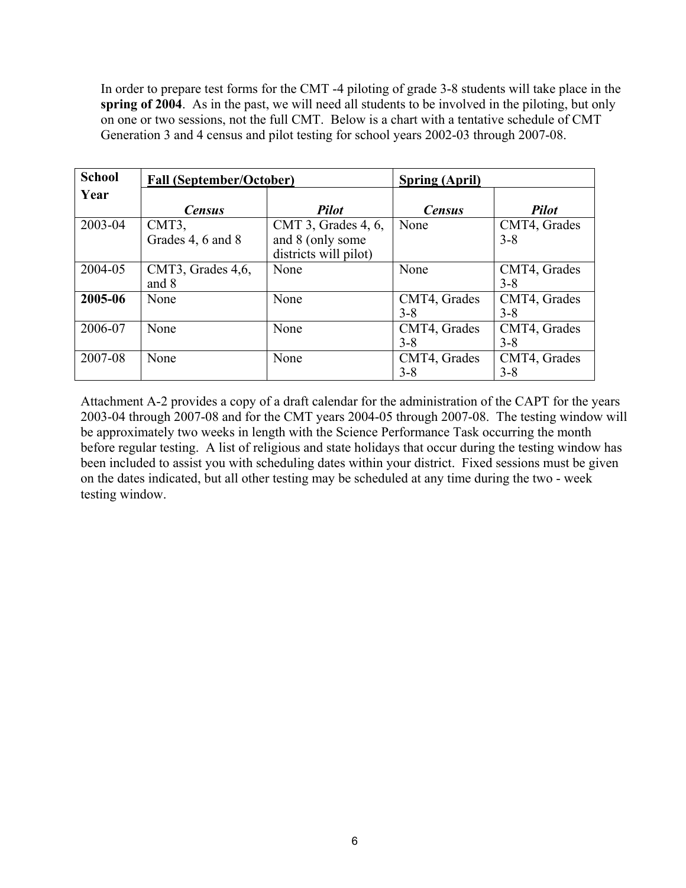In order to prepare test forms for the CMT -4 piloting of grade 3-8 students will take place in the **spring of 2004**. As in the past, we will need all students to be involved in the piloting, but only on one or two sessions, not the full CMT. Below is a chart with a tentative schedule of CMT Generation 3 and 4 census and pilot testing for school years 2002-03 through 2007-08.

| **School Year** | **Fall (September/October)** | | **Spring (April)** | |
|---|---|---|---|---|
| | ***Census*** | ***Pilot*** | ***Census*** | ***Pilot*** |
| 2003-04 | CMT3, Grades 4, 6 and 8 | CMT 3, Grades 4, 6, and 8 (only some districts will pilot) | None | CMT4, Grades 3-8 |
| 2004-05 | CMT3, Grades 4,6, and 8 | None | None | CMT4, Grades 3-8 |
| **2005-06** | None | None | CMT4, Grades 3-8 | CMT4, Grades 3-8 |
| 2006-07 | None | None | CMT4, Grades 3-8 | CMT4, Grades 3-8 |
| 2007-08 | None | None | CMT4, Grades 3-8 | CMT4, Grades 3-8 |

Attachment A-2 provides a copy of a draft calendar for the administration of the CAPT for the years 2003-04 through 2007-08 and for the CMT years 2004-05 through 2007-08. The testing window will be approximately two weeks in length with the Science Performance Task occurring the month before regular testing. A list of religious and state holidays that occur during the testing window has been included to assist you with scheduling dates within your district. Fixed sessions must be given on the dates indicated, but all other testing may be scheduled at any time during the two - week testing window.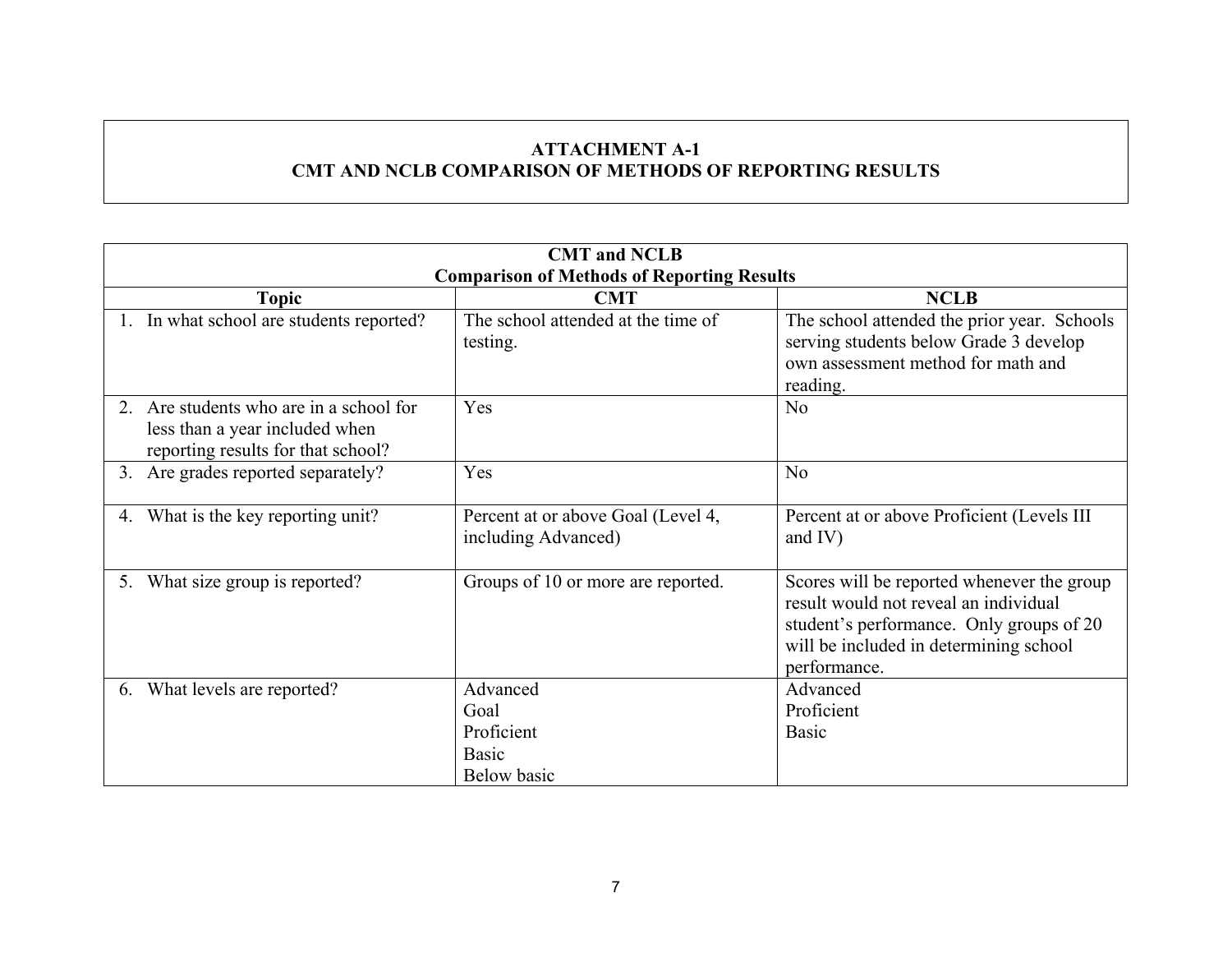**ATTACHMENT A-1**
**CMT AND NCLB COMPARISON OF METHODS OF REPORTING RESULTS**

| CMT and NCLB Comparison of Methods of Reporting Results | | |
|---|---|---|
| **Topic** | **CMT** | **NCLB** |
| 1. In what school are students reported? | The school attended at the time of testing. | The school attended the prior year. Schools serving students below Grade 3 develop own assessment method for math and reading. |
| 2. Are students who are in a school for less than a year included when reporting results for that school? | Yes | No |
| 3. Are grades reported separately? | Yes | No |
| 4. What is the key reporting unit? | Percent at or above Goal (Level 4, including Advanced) | Percent at or above Proficient (Levels III and IV) |
| 5. What size group is reported? | Groups of 10 or more are reported. | Scores will be reported whenever the group result would not reveal an individual student's performance. Only groups of 20 will be included in determining school performance. |
| 6. What levels are reported? | Advanced<br>Goal<br>Proficient<br>Basic<br>Below basic | Advanced<br>Proficient<br>Basic |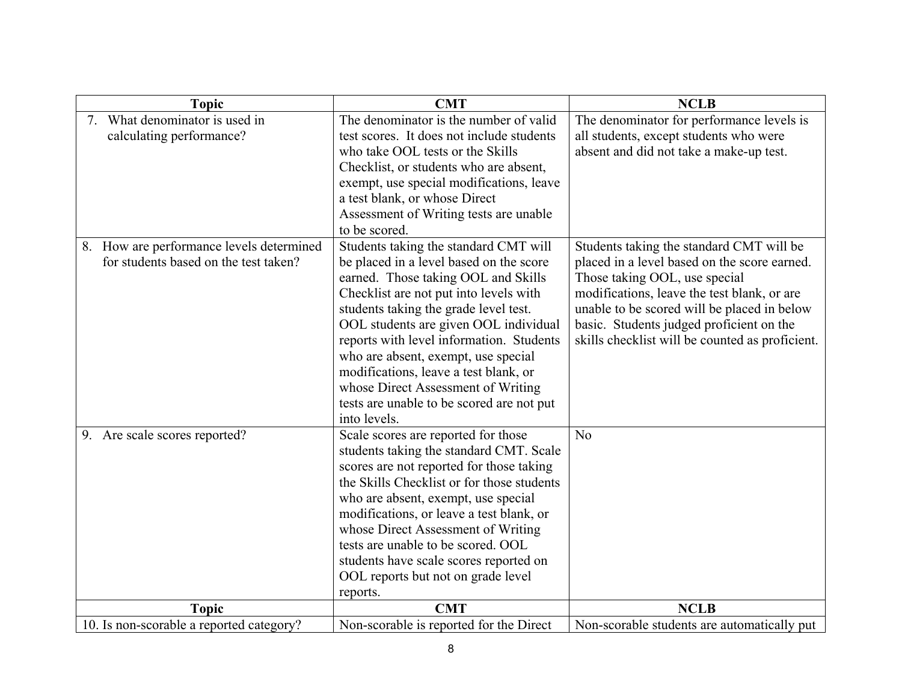| Topic | CMT | NCLB |
|---|---|---|
| 7. What denominator is used in calculating performance? | The denominator is the number of valid test scores. It does not include students who take OOL tests or the Skills Checklist, or students who are absent, exempt, use special modifications, leave a test blank, or whose Direct Assessment of Writing tests are unable to be scored. | The denominator for performance levels is all students, except students who were absent and did not take a make-up test. |
| 8. How are performance levels determined for students based on the test taken? | Students taking the standard CMT will be placed in a level based on the score earned. Those taking OOL and Skills Checklist are not put into levels with students taking the grade level test. OOL students are given OOL individual reports with level information. Students who are absent, exempt, use special modifications, leave a test blank, or whose Direct Assessment of Writing tests are unable to be scored are not put into levels. | Students taking the standard CMT will be placed in a level based on the score earned. Those taking OOL, use special modifications, leave the test blank, or are unable to be scored will be placed in below basic. Students judged proficient on the skills checklist will be counted as proficient. |
| 9. Are scale scores reported? | Scale scores are reported for those students taking the standard CMT. Scale scores are not reported for those taking the Skills Checklist or for those students who are absent, exempt, use special modifications, or leave a test blank, or whose Direct Assessment of Writing tests are unable to be scored. OOL students have scale scores reported on OOL reports but not on grade level reports. | No |
| 10. Is non-scorable a reported category? | Non-scorable is reported for the Direct | Non-scorable students are automatically put |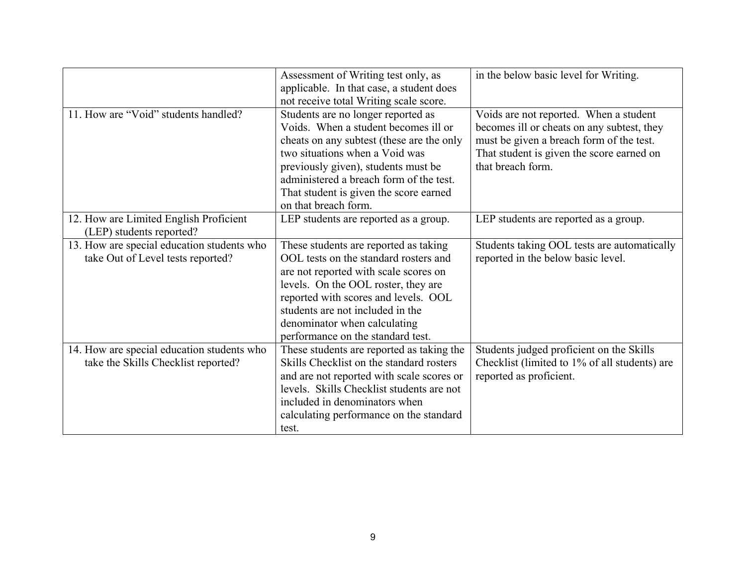| | | |
|---|---|---|
| | Assessment of Writing test only, as applicable. In that case, a student does not receive total Writing scale score. | in the below basic level for Writing. |
| 11. How are “Void” students handled? | Students are no longer reported as Voids. When a student becomes ill or cheats on any subtest (these are the only two situations when a Void was previously given), students must be administered a breach form of the test. That student is given the score earned on that breach form. | Voids are not reported. When a student becomes ill or cheats on any subtest, they must be given a breach form of the test. That student is given the score earned on that breach form. |
| 12. How are Limited English Proficient (LEP) students reported? | LEP students are reported as a group. | LEP students are reported as a group. |
| 13. How are special education students who take Out of Level tests reported? | These students are reported as taking OOL tests on the standard rosters and are not reported with scale scores on levels. On the OOL roster, they are reported with scores and levels. OOL students are not included in the denominator when calculating performance on the standard test. | Students taking OOL tests are automatically reported in the below basic level. |
| 14. How are special education students who take the Skills Checklist reported? | These students are reported as taking the Skills Checklist on the standard rosters and are not reported with scale scores or levels. Skills Checklist students are not included in denominators when calculating performance on the standard test. | Students judged proficient on the Skills Checklist (limited to 1% of all students) are reported as proficient. |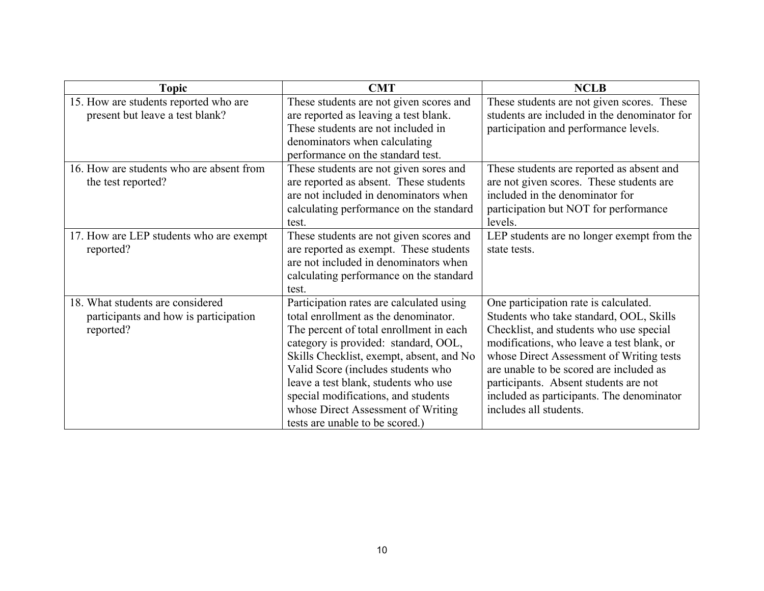| Topic | CMT | NCLB |
|---|---|---|
| 15. How are students reported who are present but leave a test blank? | These students are not given scores and are reported as leaving a test blank. These students are not included in denominators when calculating performance on the standard test. | These students are not given scores. These students are included in the denominator for participation and performance levels. |
| 16. How are students who are absent from the test reported? | These students are not given sores and are reported as absent. These students are not included in denominators when calculating performance on the standard test. | These students are reported as absent and are not given scores. These students are included in the denominator for participation but NOT for performance levels. |
| 17. How are LEP students who are exempt reported? | These students are not given scores and are reported as exempt. These students are not included in denominators when calculating performance on the standard test. | LEP students are no longer exempt from the state tests. |
| 18. What students are considered participants and how is participation reported? | Participation rates are calculated using total enrollment as the denominator. The percent of total enrollment in each category is provided: standard, OOL, Skills Checklist, exempt, absent, and No Valid Score (includes students who leave a test blank, students who use special modifications, and students whose Direct Assessment of Writing tests are unable to be scored.) | One participation rate is calculated. Students who take standard, OOL, Skills Checklist, and students who use special modifications, who leave a test blank, or whose Direct Assessment of Writing tests are unable to be scored are included as participants. Absent students are not included as participants. The denominator includes all students. |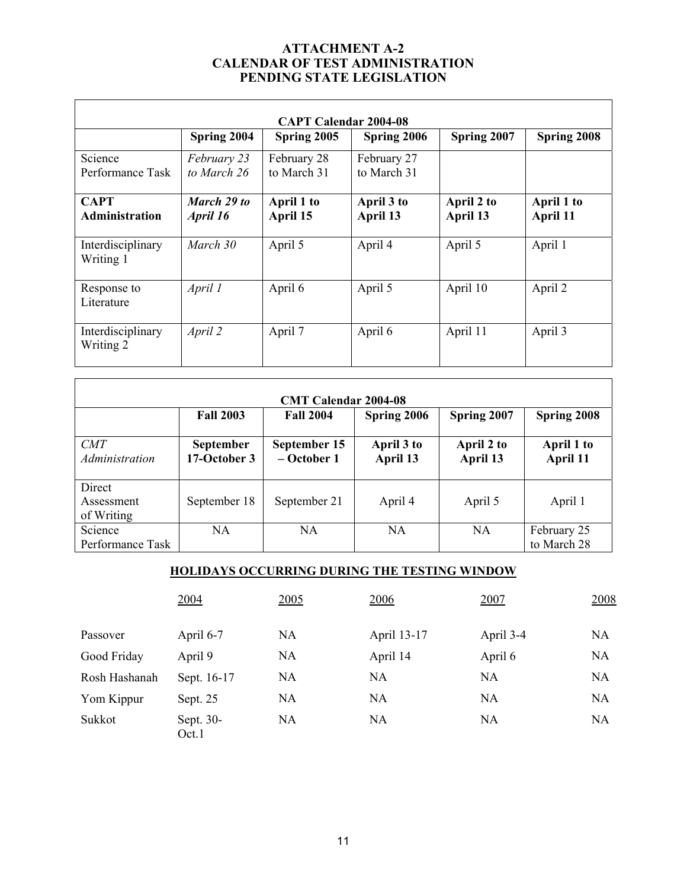# ATTACHMENT A-2
# CALENDAR OF TEST ADMINISTRATION
# PENDING STATE LEGISLATION

| **CAPT Calendar 2004-08** | | | | | |
|---|---|---|---|---|---|
| | **Spring 2004** | **Spring 2005** | **Spring 2006** | **Spring 2007** | **Spring 2008** |
| Science Performance Task | *February 23 to March 26* | February 28 to March 31 | February 27 to March 31 | | |
| **CAPT Administration** | ***March 29 to April 16*** | **April 1 to April 15** | **April 3 to April 13** | **April 2 to April 13** | **April 1 to April 11** |
| Interdisciplinary Writing 1 | *March 30* | April 5 | April 4 | April 5 | April 1 |
| Response to Literature | *April 1* | April 6 | April 5 | April 10 | April 2 |
| Interdisciplinary Writing 2 | *April 2* | April 7 | April 6 | April 11 | April 3 |

| **CMT Calendar 2004-08** | | | | | |
|---|---|---|---|---|---|
| | **Fall 2003** | **Fall 2004** | **Spring 2006** | **Spring 2007** | **Spring 2008** |
| *CMT Administration* | **September 17-October 3** | **September 15 – October 1** | **April 3 to April 13** | **April 2 to April 13** | **April 1 to April 11** |
| Direct Assessment of Writing | September 18 | September 21 | April 4 | April 5 | April 1 |
| Science Performance Task | NA | NA | NA | NA | February 25 to March 28 |

## HOLIDAYS OCCURRING DURING THE TESTING WINDOW

| | 2004 | 2005 | 2006 | 2007 | 2008 |
|---|---|---|---|---|---|
| Passover | April 6-7 | NA | April 13-17 | April 3-4 | NA |
| Good Friday | April 9 | NA | April 14 | April 6 | NA |
| Rosh Hashanah | Sept. 16-17 | NA | NA | NA | NA |
| Yom Kippur | Sept. 25 | NA | NA | NA | NA |
| Sukkot | Sept. 30-Oct.1 | NA | NA | NA | NA |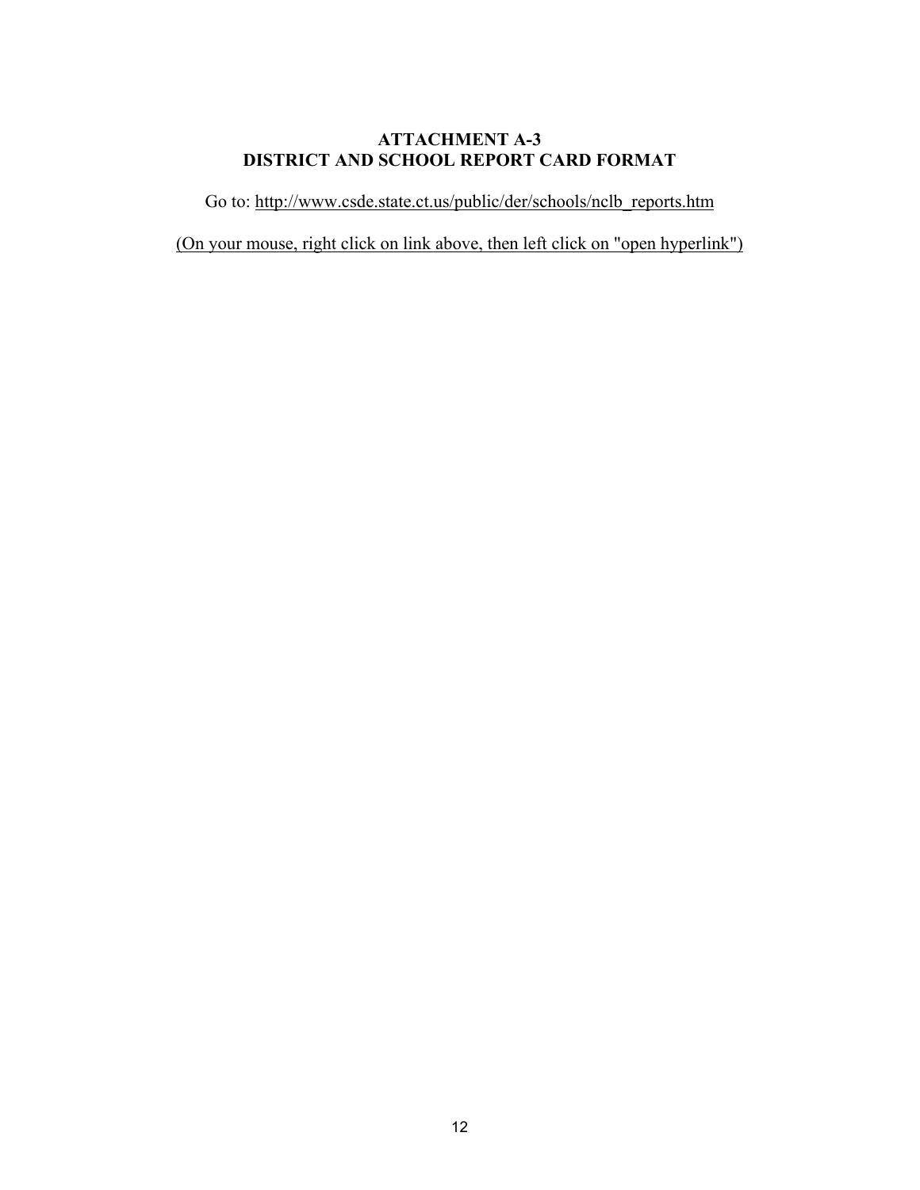# ATTACHMENT A-3
# DISTRICT AND SCHOOL REPORT CARD FORMAT

Go to: http://www.csde.state.ct.us/public/der/schools/nclb_reports.htm

(On your mouse, right click on link above, then left click on "open hyperlink")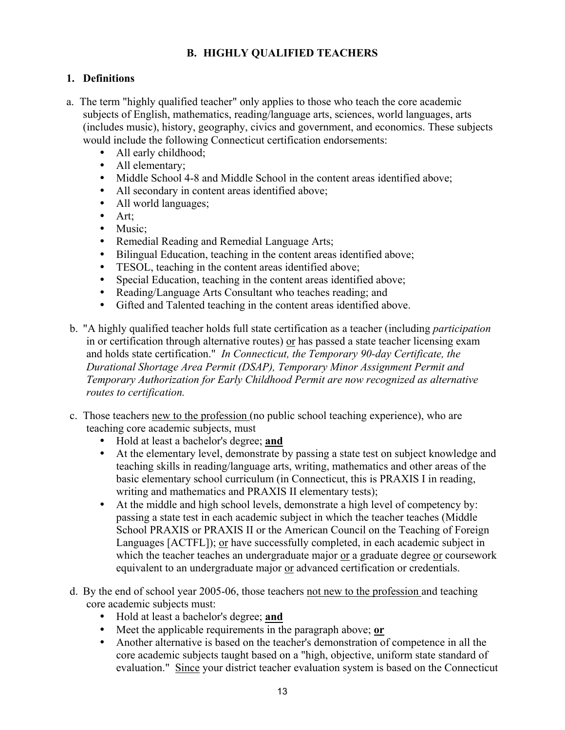## B. HIGHLY QUALIFIED TEACHERS

### 1. Definitions

a. The term "highly qualified teacher" only applies to those who teach the core academic subjects of English, mathematics, reading/language arts, sciences, world languages, arts (includes music), history, geography, civics and government, and economics. These subjects would include the following Connecticut certification endorsements:

- All early childhood;
- All elementary;
- Middle School 4-8 and Middle School in the content areas identified above;
- All secondary in content areas identified above;
- All world languages;
- Art;
- Music;
- Remedial Reading and Remedial Language Arts;
- Bilingual Education, teaching in the content areas identified above;
- TESOL, teaching in the content areas identified above;
- Special Education, teaching in the content areas identified above;
- Reading/Language Arts Consultant who teaches reading; and
- Gifted and Talented teaching in the content areas identified above.

b. "A highly qualified teacher holds full state certification as a teacher (including *participation* in or certification through alternative routes) or has passed a state teacher licensing exam and holds state certification." *In Connecticut, the Temporary 90-day Certificate, the Durational Shortage Area Permit (DSAP), Temporary Minor Assignment Permit and Temporary Authorization for Early Childhood Permit are now recognized as alternative routes to certification.*

c. Those teachers new to the profession (no public school teaching experience), who are teaching core academic subjects, must

- Hold at least a bachelor's degree; **and**
- At the elementary level, demonstrate by passing a state test on subject knowledge and teaching skills in reading/language arts, writing, mathematics and other areas of the basic elementary school curriculum (in Connecticut, this is PRAXIS I in reading, writing and mathematics and PRAXIS II elementary tests);
- At the middle and high school levels, demonstrate a high level of competency by: passing a state test in each academic subject in which the teacher teaches (Middle School PRAXIS or PRAXIS II or the American Council on the Teaching of Foreign Languages [ACTFL]); or have successfully completed, in each academic subject in which the teacher teaches an undergraduate major or a graduate degree or coursework equivalent to an undergraduate major or advanced certification or credentials.

d. By the end of school year 2005-06, those teachers not new to the profession and teaching core academic subjects must:

- Hold at least a bachelor's degree; **and**
- Meet the applicable requirements in the paragraph above; **or**
- Another alternative is based on the teacher's demonstration of competence in all the core academic subjects taught based on a "high, objective, uniform state standard of evaluation." Since your district teacher evaluation system is based on the Connecticut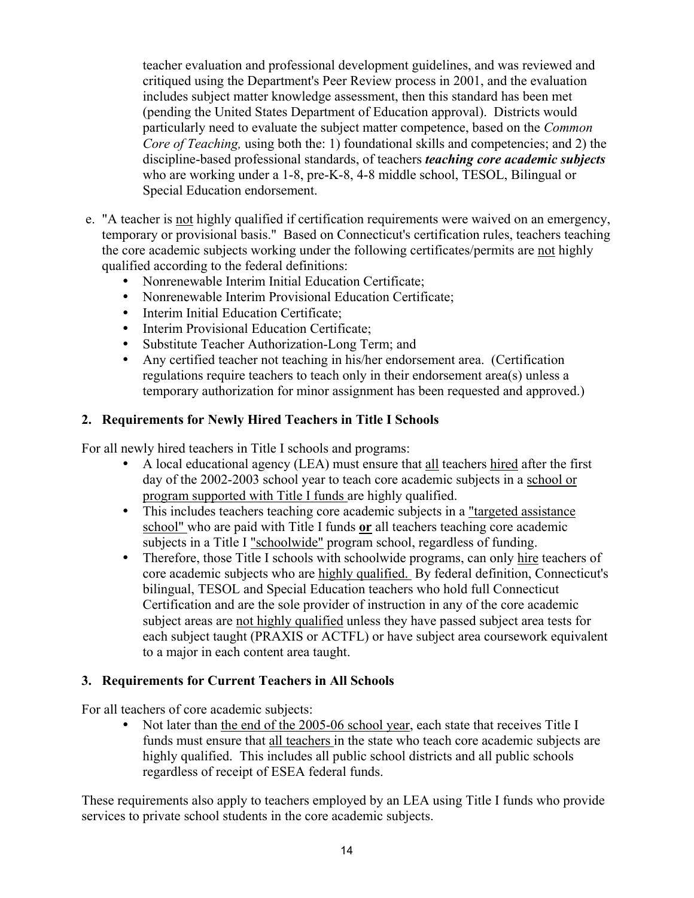teacher evaluation and professional development guidelines, and was reviewed and critiqued using the Department's Peer Review process in 2001, and the evaluation includes subject matter knowledge assessment, then this standard has been met (pending the United States Department of Education approval). Districts would particularly need to evaluate the subject matter competence, based on the *Common Core of Teaching,* using both the: 1) foundational skills and competencies; and 2) the discipline-based professional standards, of teachers ***teaching core academic subjects*** who are working under a 1-8, pre-K-8, 4-8 middle school, TESOL, Bilingual or Special Education endorsement.

e. "A teacher is <u>not</u> highly qualified if certification requirements were waived on an emergency, temporary or provisional basis." Based on Connecticut's certification rules, teachers teaching the core academic subjects working under the following certificates/permits are <u>not</u> highly qualified according to the federal definitions:
   - Nonrenewable Interim Initial Education Certificate;
   - Nonrenewable Interim Provisional Education Certificate;
   - Interim Initial Education Certificate;
   - Interim Provisional Education Certificate;
   - Substitute Teacher Authorization-Long Term; and
   - Any certified teacher not teaching in his/her endorsement area. (Certification regulations require teachers to teach only in their endorsement area(s) unless a temporary authorization for minor assignment has been requested and approved.)

### 2. Requirements for Newly Hired Teachers in Title I Schools

For all newly hired teachers in Title I schools and programs:

- A local educational agency (LEA) must ensure that <u>all</u> teachers <u>hired</u> after the first day of the 2002-2003 school year to teach core academic subjects in a <u>school or program supported with Title I funds</u> are highly qualified.
- This includes teachers teaching core academic subjects in a <u>"targeted assistance school"</u> who are paid with Title I funds <u>**or**</u> all teachers teaching core academic subjects in a Title I <u>"schoolwide"</u> program school, regardless of funding.
- Therefore, those Title I schools with schoolwide programs, can only <u>hire</u> teachers of core academic subjects who are <u>highly qualified.</u> By federal definition, Connecticut's bilingual, TESOL and Special Education teachers who hold full Connecticut Certification and are the sole provider of instruction in any of the core academic subject areas are <u>not highly qualified</u> unless they have passed subject area tests for each subject taught (PRAXIS or ACTFL) or have subject area coursework equivalent to a major in each content area taught.

### 3. Requirements for Current Teachers in All Schools

For all teachers of core academic subjects:

- Not later than <u>the end of the 2005-06 school year</u>, each state that receives Title I funds must ensure that <u>all teachers</u> in the state who teach core academic subjects are highly qualified. This includes all public school districts and all public schools regardless of receipt of ESEA federal funds.

These requirements also apply to teachers employed by an LEA using Title I funds who provide services to private school students in the core academic subjects.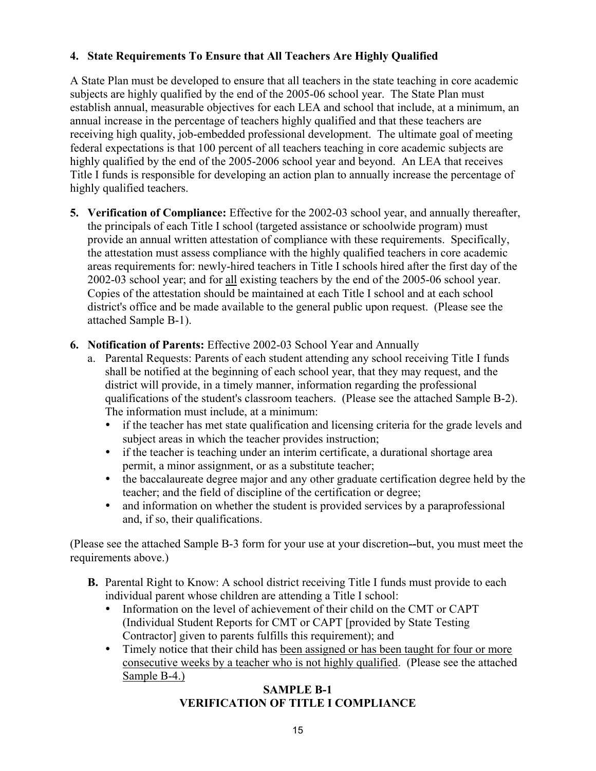**4. State Requirements To Ensure that All Teachers Are Highly Qualified**

A State Plan must be developed to ensure that all teachers in the state teaching in core academic subjects are highly qualified by the end of the 2005-06 school year. The State Plan must establish annual, measurable objectives for each LEA and school that include, at a minimum, an annual increase in the percentage of teachers highly qualified and that these teachers are receiving high quality, job-embedded professional development. The ultimate goal of meeting federal expectations is that 100 percent of all teachers teaching in core academic subjects are highly qualified by the end of the 2005-2006 school year and beyond. An LEA that receives Title I funds is responsible for developing an action plan to annually increase the percentage of highly qualified teachers.

5. **Verification of Compliance:** Effective for the 2002-03 school year, and annually thereafter, the principals of each Title I school (targeted assistance or schoolwide program) must provide an annual written attestation of compliance with these requirements. Specifically, the attestation must assess compliance with the highly qualified teachers in core academic areas requirements for: newly-hired teachers in Title I schools hired after the first day of the 2002-03 school year; and for <u>all</u> existing teachers by the end of the 2005-06 school year. Copies of the attestation should be maintained at each Title I school and at each school district's office and be made available to the general public upon request. (Please see the attached Sample B-1).

6. **Notification of Parents:** Effective 2002-03 School Year and Annually
   a. Parental Requests: Parents of each student attending any school receiving Title I funds shall be notified at the beginning of each school year, that they may request, and the district will provide, in a timely manner, information regarding the professional qualifications of the student's classroom teachers. (Please see the attached Sample B-2). The information must include, at a minimum:
      - if the teacher has met state qualification and licensing criteria for the grade levels and subject areas in which the teacher provides instruction;
      - if the teacher is teaching under an interim certificate, a durational shortage area permit, a minor assignment, or as a substitute teacher;
      - the baccalaureate degree major and any other graduate certification degree held by the teacher; and the field of discipline of the certification or degree;
      - and information on whether the student is provided services by a paraprofessional and, if so, their qualifications.

(Please see the attached Sample B-3 form for your use at your discretion--but, you must meet the requirements above.)

**B.** Parental Right to Know: A school district receiving Title I funds must provide to each individual parent whose children are attending a Title I school:
   - Information on the level of achievement of their child on the CMT or CAPT (Individual Student Reports for CMT or CAPT [provided by State Testing Contractor] given to parents fulfills this requirement); and
   - Timely notice that their child has <u>been assigned or has been taught for four or more consecutive weeks by a teacher who is not highly qualified</u>. (Please see the attached <u>Sample B-4.)</u>

**SAMPLE B-1**
**VERIFICATION OF TITLE I COMPLIANCE**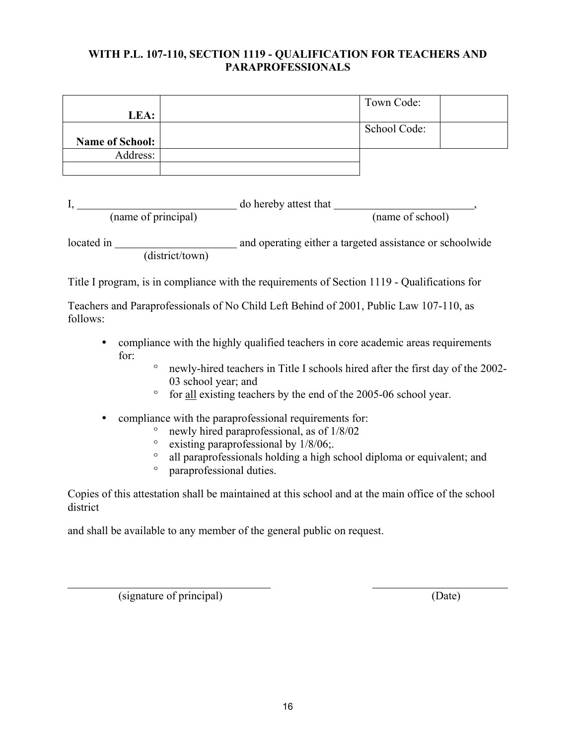**WITH P.L. 107-110, SECTION 1119 - QUALIFICATION FOR TEACHERS AND PARAPROFESSIONALS**

| | | | |
|---|---|---|---|
| **LEA:** | | Town Code: | |
| **Name of School:** | | School Code: | |
| Address: | | | |
| | | | |

I, ____________________________ do hereby attest that ________________________,
(name of principal) (name of school)

located in ______________________ and operating either a targeted assistance or schoolwide
(district/town)

Title I program, is in compliance with the requirements of Section 1119 - Qualifications for

Teachers and Paraprofessionals of No Child Left Behind of 2001, Public Law 107-110, as follows:

- compliance with the highly qualified teachers in core academic areas requirements for:
  - newly-hired teachers in Title I schools hired after the first day of the 2002-03 school year; and
  - for <u>all</u> existing teachers by the end of the 2005-06 school year.

- compliance with the paraprofessional requirements for:
  - newly hired paraprofessional, as of 1/8/02
  - existing paraprofessional by 1/8/06;.
  - all paraprofessionals holding a high school diploma or equivalent; and
  - paraprofessional duties.

Copies of this attestation shall be maintained at this school and at the main office of the school district

and shall be available to any member of the general public on request.

_________________________________ ________________________
(signature of principal) (Date)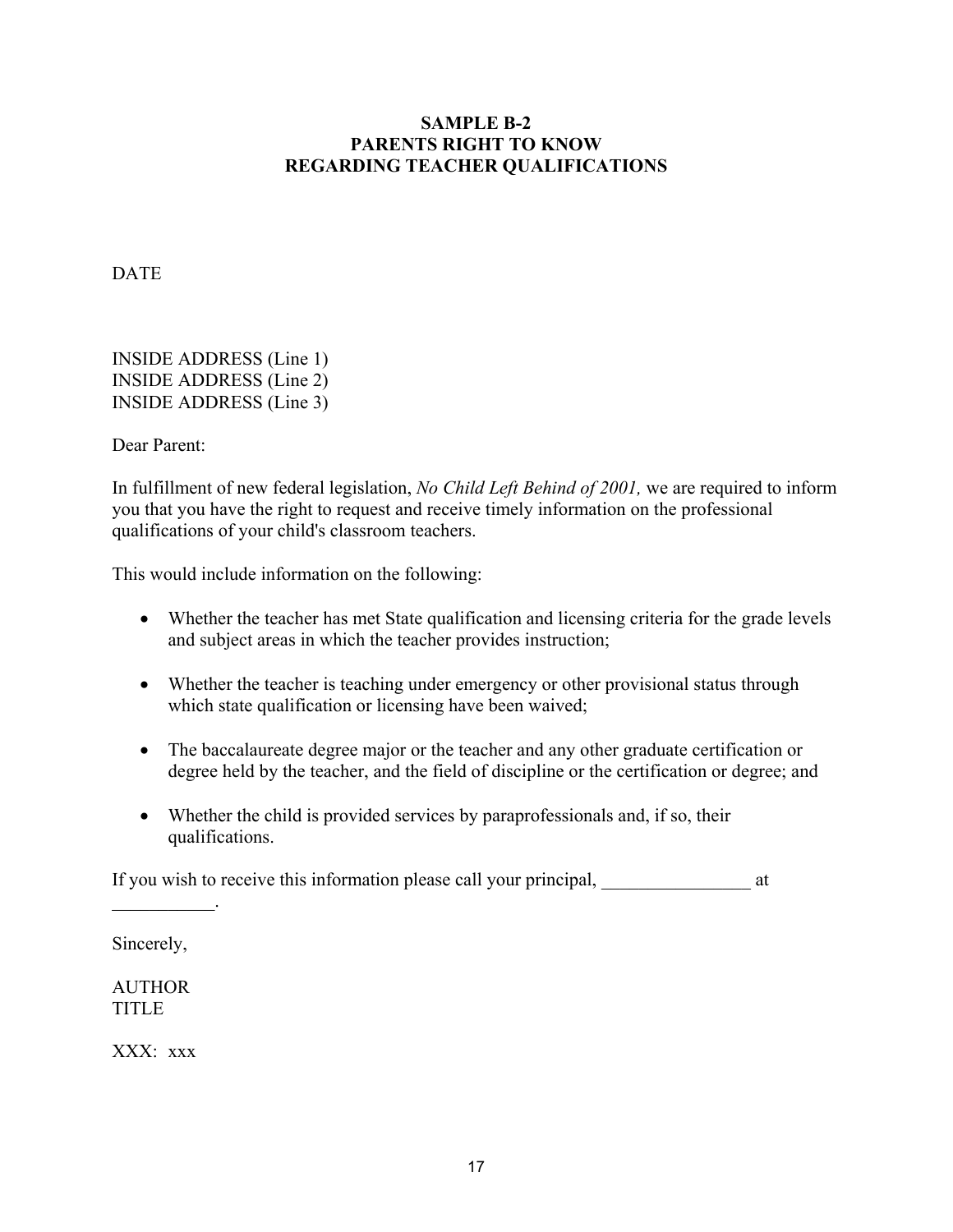**SAMPLE B-2**
**PARENTS RIGHT TO KNOW**
**REGARDING TEACHER QUALIFICATIONS**

DATE

INSIDE ADDRESS (Line 1)
INSIDE ADDRESS (Line 2)
INSIDE ADDRESS (Line 3)

Dear Parent:

In fulfillment of new federal legislation, *No Child Left Behind of 2001,* we are required to inform you that you have the right to request and receive timely information on the professional qualifications of your child's classroom teachers.

This would include information on the following:

- Whether the teacher has met State qualification and licensing criteria for the grade levels and subject areas in which the teacher provides instruction;
- Whether the teacher is teaching under emergency or other provisional status through which state qualification or licensing have been waived;
- The baccalaureate degree major or the teacher and any other graduate certification or degree held by the teacher, and the field of discipline or the certification or degree; and
- Whether the child is provided services by paraprofessionals and, if so, their qualifications.

If you wish to receive this information please call your principal, ________________ at ___________.

Sincerely,

AUTHOR
TITLE

XXX: xxx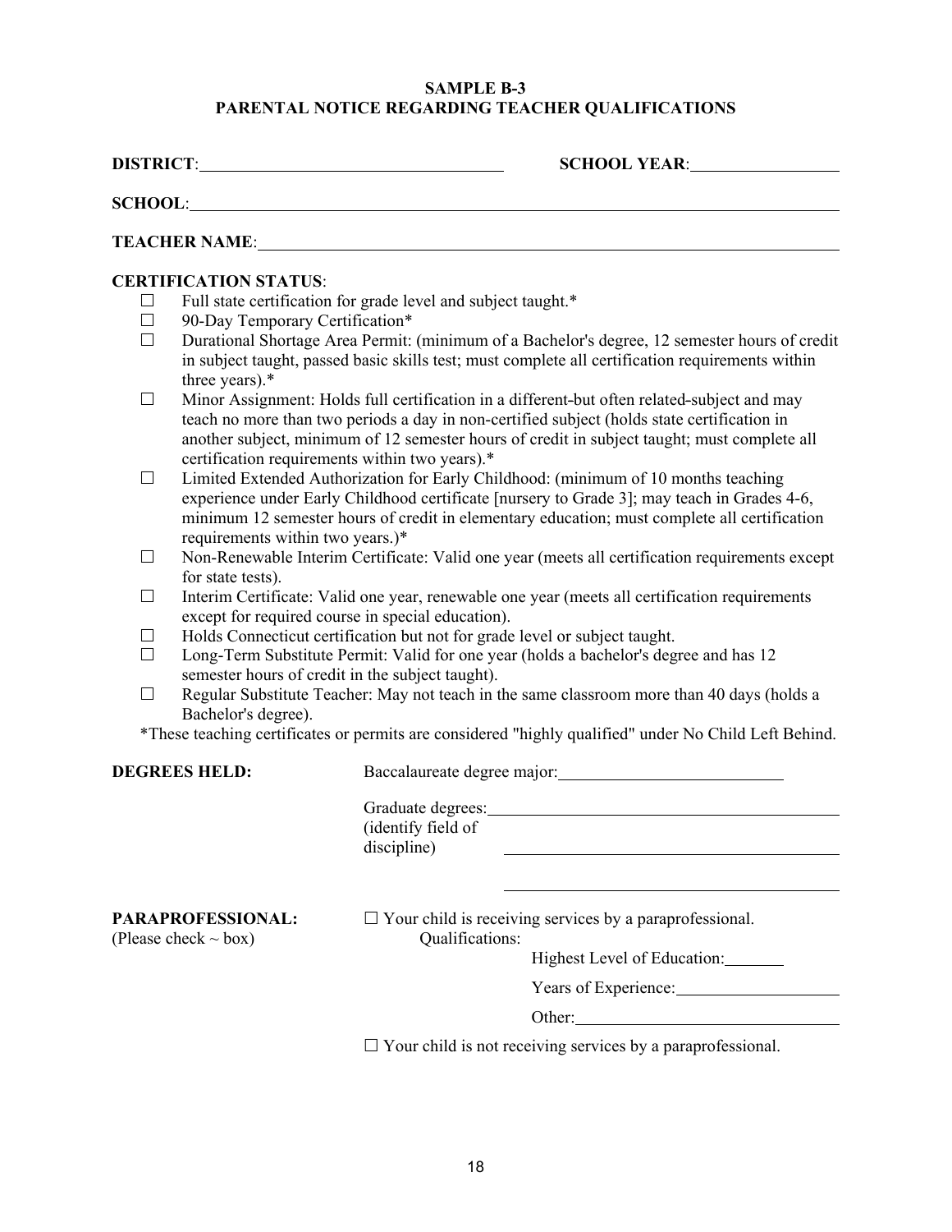**SAMPLE B-3**
**PARENTAL NOTICE REGARDING TEACHER QUALIFICATIONS**

**DISTRICT**:\_\_\_\_\_\_\_\_\_\_\_\_\_\_\_\_\_\_\_\_\_\_\_\_\_\_\_\_\_\_ **SCHOOL YEAR**:\_\_\_\_\_\_\_\_\_\_\_\_\_\_\_

**SCHOOL**:\_\_\_\_\_\_\_\_\_\_\_\_\_\_\_\_\_\_\_\_\_\_\_\_\_\_\_\_\_\_\_\_\_\_\_\_\_\_\_\_\_\_\_\_\_\_\_\_\_\_\_\_\_\_\_\_

**TEACHER NAME**:\_\_\_\_\_\_\_\_\_\_\_\_\_\_\_\_\_\_\_\_\_\_\_\_\_\_\_\_\_\_\_\_\_\_\_\_\_\_\_\_\_\_\_\_\_\_\_\_\_\_

**CERTIFICATION STATUS**:

- ☐ Full state certification for grade level and subject taught.*
- ☐ 90-Day Temporary Certification*
- ☐ Durational Shortage Area Permit: (minimum of a Bachelor's degree, 12 semester hours of credit in subject taught, passed basic skills test; must complete all certification requirements within three years).*
- ☐ Minor Assignment: Holds full certification in a different-but often related-subject and may teach no more than two periods a day in non-certified subject (holds state certification in another subject, minimum of 12 semester hours of credit in subject taught; must complete all certification requirements within two years).*
- ☐ Limited Extended Authorization for Early Childhood: (minimum of 10 months teaching experience under Early Childhood certificate [nursery to Grade 3]; may teach in Grades 4-6, minimum 12 semester hours of credit in elementary education; must complete all certification requirements within two years.)*
- ☐ Non-Renewable Interim Certificate: Valid one year (meets all certification requirements except for state tests).
- ☐ Interim Certificate: Valid one year, renewable one year (meets all certification requirements except for required course in special education).
- ☐ Holds Connecticut certification but not for grade level or subject taught.
- ☐ Long-Term Substitute Permit: Valid for one year (holds a bachelor's degree and has 12 semester hours of credit in the subject taught).
- ☐ Regular Substitute Teacher: May not teach in the same classroom more than 40 days (holds a Bachelor's degree).

*These teaching certificates or permits are considered "highly qualified" under No Child Left Behind.

**DEGREES HELD:**

Baccalaureate degree major:\_\_\_\_\_\_\_\_\_\_\_\_\_\_\_\_\_\_\_\_\_\_\_\_

Graduate degrees:\_\_\_\_\_\_\_\_\_\_\_\_\_\_\_\_\_\_\_\_\_\_\_\_\_\_\_\_\_\_\_\_\_\_
(identify field of discipline) \_\_\_\_\_\_\_\_\_\_\_\_\_\_\_\_\_\_\_\_\_\_\_\_\_\_\_\_\_\_\_\_\_\_

\_\_\_\_\_\_\_\_\_\_\_\_\_\_\_\_\_\_\_\_\_\_\_\_\_\_\_\_\_\_\_\_\_\_

**PARAPROFESSIONAL:**
(Please check ~ box)

☐ Your child is receiving services by a paraprofessional.
Qualifications:
Highest Level of Education:\_\_\_\_\_\_\_
Years of Experience:\_\_\_\_\_\_\_\_\_\_\_\_\_\_\_\_\_\_
Other:\_\_\_\_\_\_\_\_\_\_\_\_\_\_\_\_\_\_\_\_\_\_\_\_\_\_\_\_\_\_

☐ Your child is not receiving services by a paraprofessional.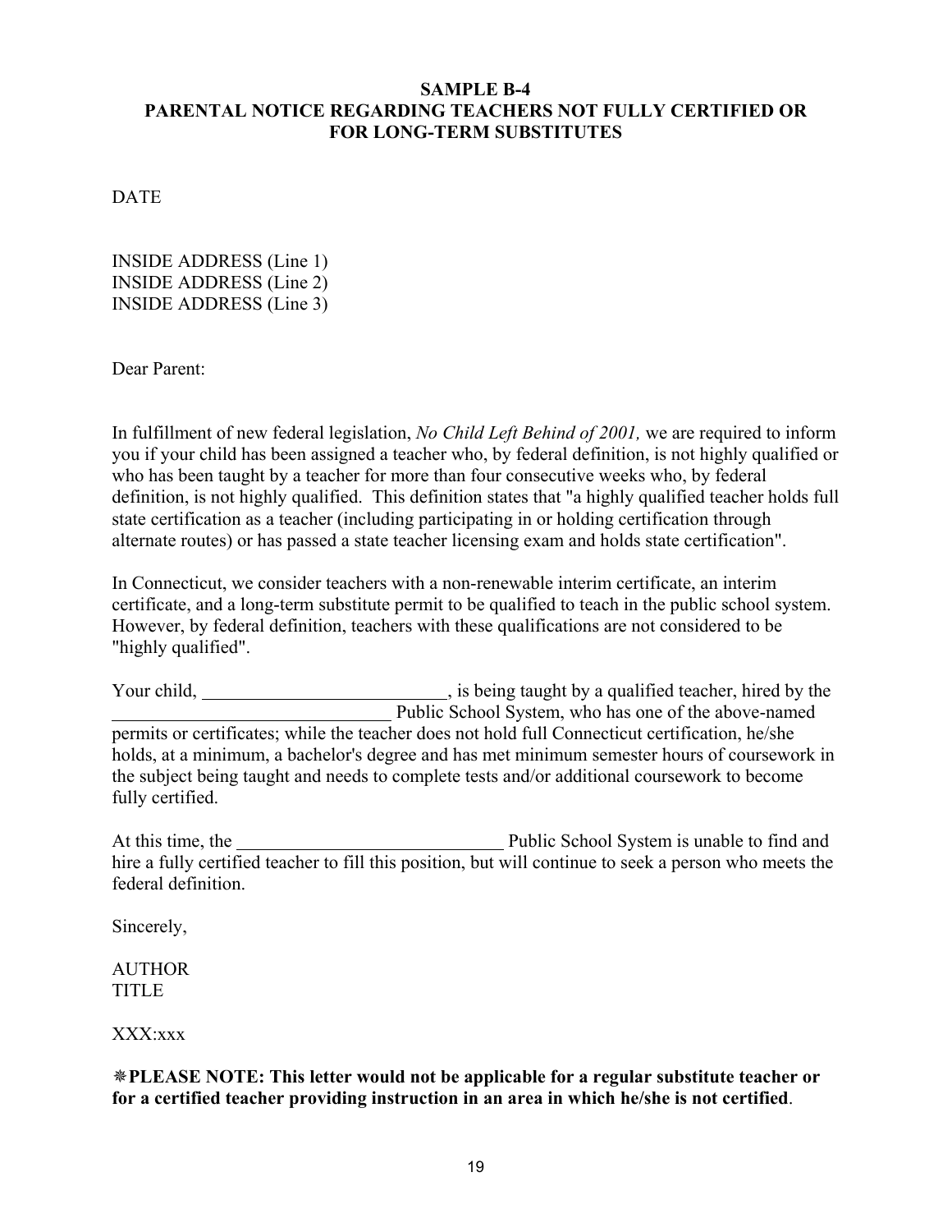## SAMPLE B-4
## PARENTAL NOTICE REGARDING TEACHERS NOT FULLY CERTIFIED OR FOR LONG-TERM SUBSTITUTES

DATE

INSIDE ADDRESS (Line 1)
INSIDE ADDRESS (Line 2)
INSIDE ADDRESS (Line 3)

Dear Parent:

In fulfillment of new federal legislation, *No Child Left Behind of 2001,* we are required to inform you if your child has been assigned a teacher who, by federal definition, is not highly qualified or who has been taught by a teacher for more than four consecutive weeks who, by federal definition, is not highly qualified. This definition states that "a highly qualified teacher holds full state certification as a teacher (including participating in or holding certification through alternate routes) or has passed a state teacher licensing exam and holds state certification".

In Connecticut, we consider teachers with a non-renewable interim certificate, an interim certificate, and a long-term substitute permit to be qualified to teach in the public school system. However, by federal definition, teachers with these qualifications are not considered to be "highly qualified".

Your child, __________________________, is being taught by a qualified teacher, hired by the ______________________________ Public School System, who has one of the above-named permits or certificates; while the teacher does not hold full Connecticut certification, he/she holds, at a minimum, a bachelor's degree and has met minimum semester hours of coursework in the subject being taught and needs to complete tests and/or additional coursework to become fully certified.

At this time, the _____________________________ Public School System is unable to find and hire a fully certified teacher to fill this position, but will continue to seek a person who meets the federal definition.

Sincerely,

AUTHOR
TITLE

XXX:xxx

❋**PLEASE NOTE: This letter would not be applicable for a regular substitute teacher or for a certified teacher providing instruction in an area in which he/she is not certified**.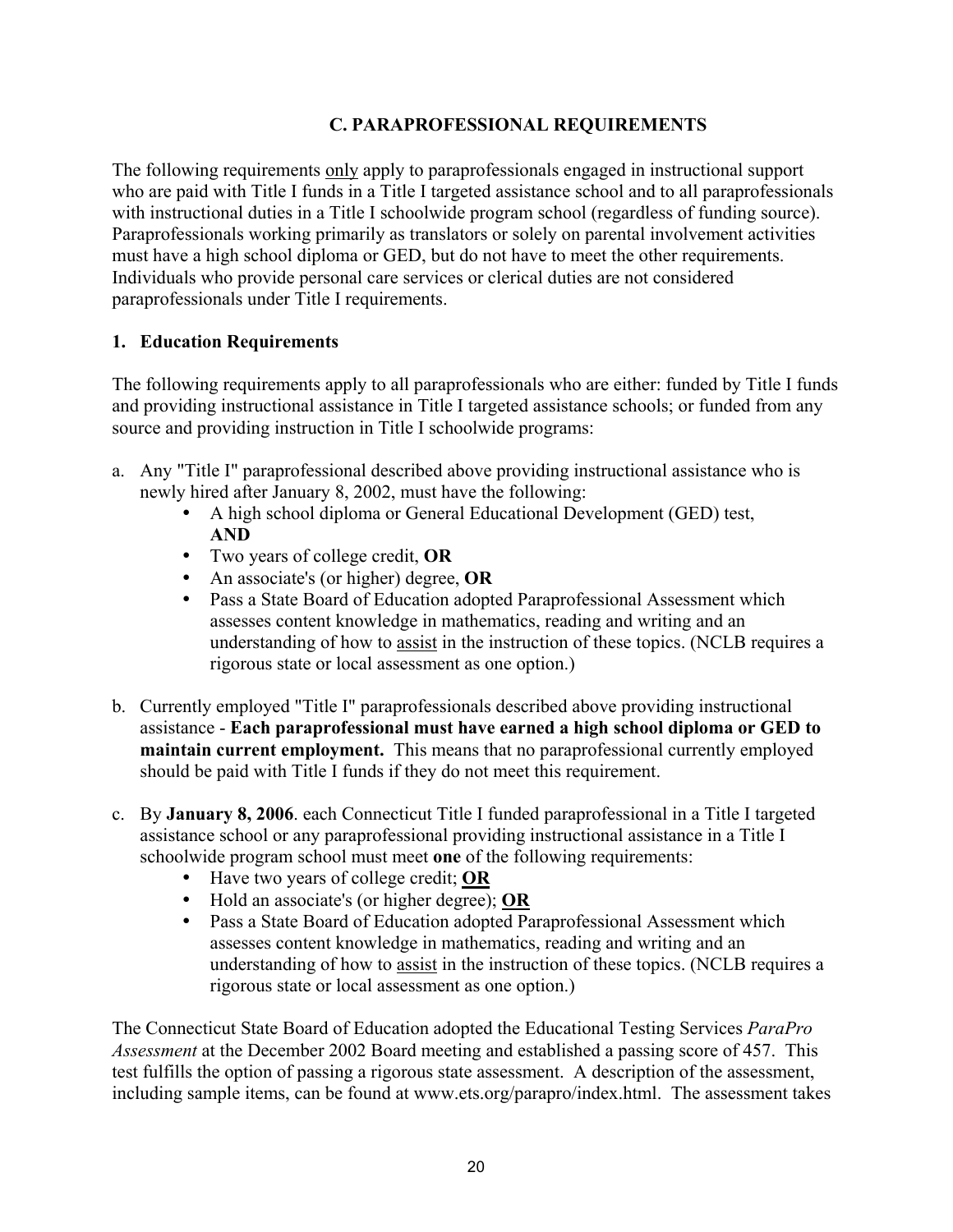## C. PARAPROFESSIONAL REQUIREMENTS

The following requirements only apply to paraprofessionals engaged in instructional support who are paid with Title I funds in a Title I targeted assistance school and to all paraprofessionals with instructional duties in a Title I schoolwide program school (regardless of funding source). Paraprofessionals working primarily as translators or solely on parental involvement activities must have a high school diploma or GED, but do not have to meet the other requirements. Individuals who provide personal care services or clerical duties are not considered paraprofessionals under Title I requirements.

### 1. Education Requirements

The following requirements apply to all paraprofessionals who are either: funded by Title I funds and providing instructional assistance in Title I targeted assistance schools; or funded from any source and providing instruction in Title I schoolwide programs:

a. Any "Title I" paraprofessional described above providing instructional assistance who is newly hired after January 8, 2002, must have the following:
   - A high school diploma or General Educational Development (GED) test, **AND**
   - Two years of college credit, **OR**
   - An associate's (or higher) degree, **OR**
   - Pass a State Board of Education adopted Paraprofessional Assessment which assesses content knowledge in mathematics, reading and writing and an understanding of how to assist in the instruction of these topics. (NCLB requires a rigorous state or local assessment as one option.)

b. Currently employed "Title I" paraprofessionals described above providing instructional assistance - **Each paraprofessional must have earned a high school diploma or GED to maintain current employment.** This means that no paraprofessional currently employed should be paid with Title I funds if they do not meet this requirement.

c. By **January 8, 2006**. each Connecticut Title I funded paraprofessional in a Title I targeted assistance school or any paraprofessional providing instructional assistance in a Title I schoolwide program school must meet **one** of the following requirements:
   - Have two years of college credit; **OR**
   - Hold an associate's (or higher degree); **OR**
   - Pass a State Board of Education adopted Paraprofessional Assessment which assesses content knowledge in mathematics, reading and writing and an understanding of how to assist in the instruction of these topics. (NCLB requires a rigorous state or local assessment as one option.)

The Connecticut State Board of Education adopted the Educational Testing Services *ParaPro Assessment* at the December 2002 Board meeting and established a passing score of 457. This test fulfills the option of passing a rigorous state assessment. A description of the assessment, including sample items, can be found at www.ets.org/parapro/index.html. The assessment takes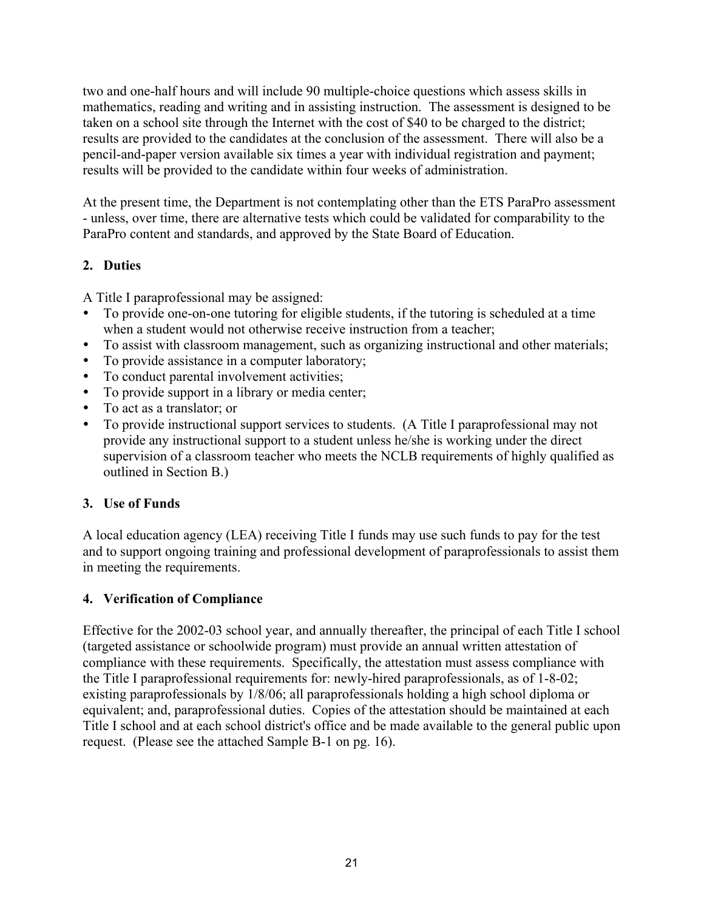two and one-half hours and will include 90 multiple-choice questions which assess skills in mathematics, reading and writing and in assisting instruction. The assessment is designed to be taken on a school site through the Internet with the cost of $40 to be charged to the district; results are provided to the candidates at the conclusion of the assessment. There will also be a pencil-and-paper version available six times a year with individual registration and payment; results will be provided to the candidate within four weeks of administration.

At the present time, the Department is not contemplating other than the ETS ParaPro assessment - unless, over time, there are alternative tests which could be validated for comparability to the ParaPro content and standards, and approved by the State Board of Education.

### 2. Duties

A Title I paraprofessional may be assigned:

- To provide one-on-one tutoring for eligible students, if the tutoring is scheduled at a time when a student would not otherwise receive instruction from a teacher;
- To assist with classroom management, such as organizing instructional and other materials;
- To provide assistance in a computer laboratory;
- To conduct parental involvement activities;
- To provide support in a library or media center;
- To act as a translator; or
- To provide instructional support services to students. (A Title I paraprofessional may not provide any instructional support to a student unless he/she is working under the direct supervision of a classroom teacher who meets the NCLB requirements of highly qualified as outlined in Section B.)

### 3. Use of Funds

A local education agency (LEA) receiving Title I funds may use such funds to pay for the test and to support ongoing training and professional development of paraprofessionals to assist them in meeting the requirements.

### 4. Verification of Compliance

Effective for the 2002-03 school year, and annually thereafter, the principal of each Title I school (targeted assistance or schoolwide program) must provide an annual written attestation of compliance with these requirements. Specifically, the attestation must assess compliance with the Title I paraprofessional requirements for: newly-hired paraprofessionals, as of 1-8-02; existing paraprofessionals by 1/8/06; all paraprofessionals holding a high school diploma or equivalent; and, paraprofessional duties. Copies of the attestation should be maintained at each Title I school and at each school district's office and be made available to the general public upon request. (Please see the attached Sample B-1 on pg. 16).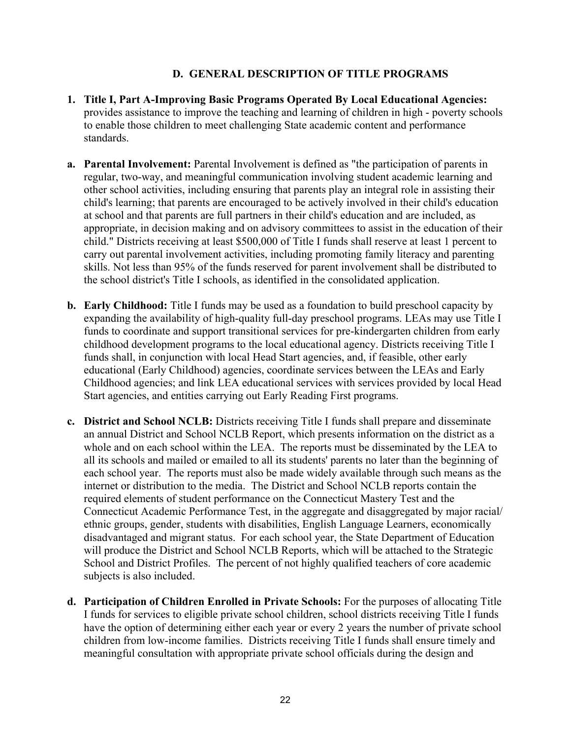## D. GENERAL DESCRIPTION OF TITLE PROGRAMS

1. **Title I, Part A-Improving Basic Programs Operated By Local Educational Agencies:** provides assistance to improve the teaching and learning of children in high - poverty schools to enable those children to meet challenging State academic content and performance standards.

a. **Parental Involvement:** Parental Involvement is defined as "the participation of parents in regular, two-way, and meaningful communication involving student academic learning and other school activities, including ensuring that parents play an integral role in assisting their child's learning; that parents are encouraged to be actively involved in their child's education at school and that parents are full partners in their child's education and are included, as appropriate, in decision making and on advisory committees to assist in the education of their child." Districts receiving at least $500,000 of Title I funds shall reserve at least 1 percent to carry out parental involvement activities, including promoting family literacy and parenting skills. Not less than 95% of the funds reserved for parent involvement shall be distributed to the school district's Title I schools, as identified in the consolidated application.

b. **Early Childhood:** Title I funds may be used as a foundation to build preschool capacity by expanding the availability of high-quality full-day preschool programs. LEAs may use Title I funds to coordinate and support transitional services for pre-kindergarten children from early childhood development programs to the local educational agency. Districts receiving Title I funds shall, in conjunction with local Head Start agencies, and, if feasible, other early educational (Early Childhood) agencies, coordinate services between the LEAs and Early Childhood agencies; and link LEA educational services with services provided by local Head Start agencies, and entities carrying out Early Reading First programs.

c. **District and School NCLB:** Districts receiving Title I funds shall prepare and disseminate an annual District and School NCLB Report, which presents information on the district as a whole and on each school within the LEA. The reports must be disseminated by the LEA to all its schools and mailed or emailed to all its students' parents no later than the beginning of each school year. The reports must also be made widely available through such means as the internet or distribution to the media. The District and School NCLB reports contain the required elements of student performance on the Connecticut Mastery Test and the Connecticut Academic Performance Test, in the aggregate and disaggregated by major racial/ ethnic groups, gender, students with disabilities, English Language Learners, economically disadvantaged and migrant status. For each school year, the State Department of Education will produce the District and School NCLB Reports, which will be attached to the Strategic School and District Profiles. The percent of not highly qualified teachers of core academic subjects is also included.

d. **Participation of Children Enrolled in Private Schools:** For the purposes of allocating Title I funds for services to eligible private school children, school districts receiving Title I funds have the option of determining either each year or every 2 years the number of private school children from low-income families. Districts receiving Title I funds shall ensure timely and meaningful consultation with appropriate private school officials during the design and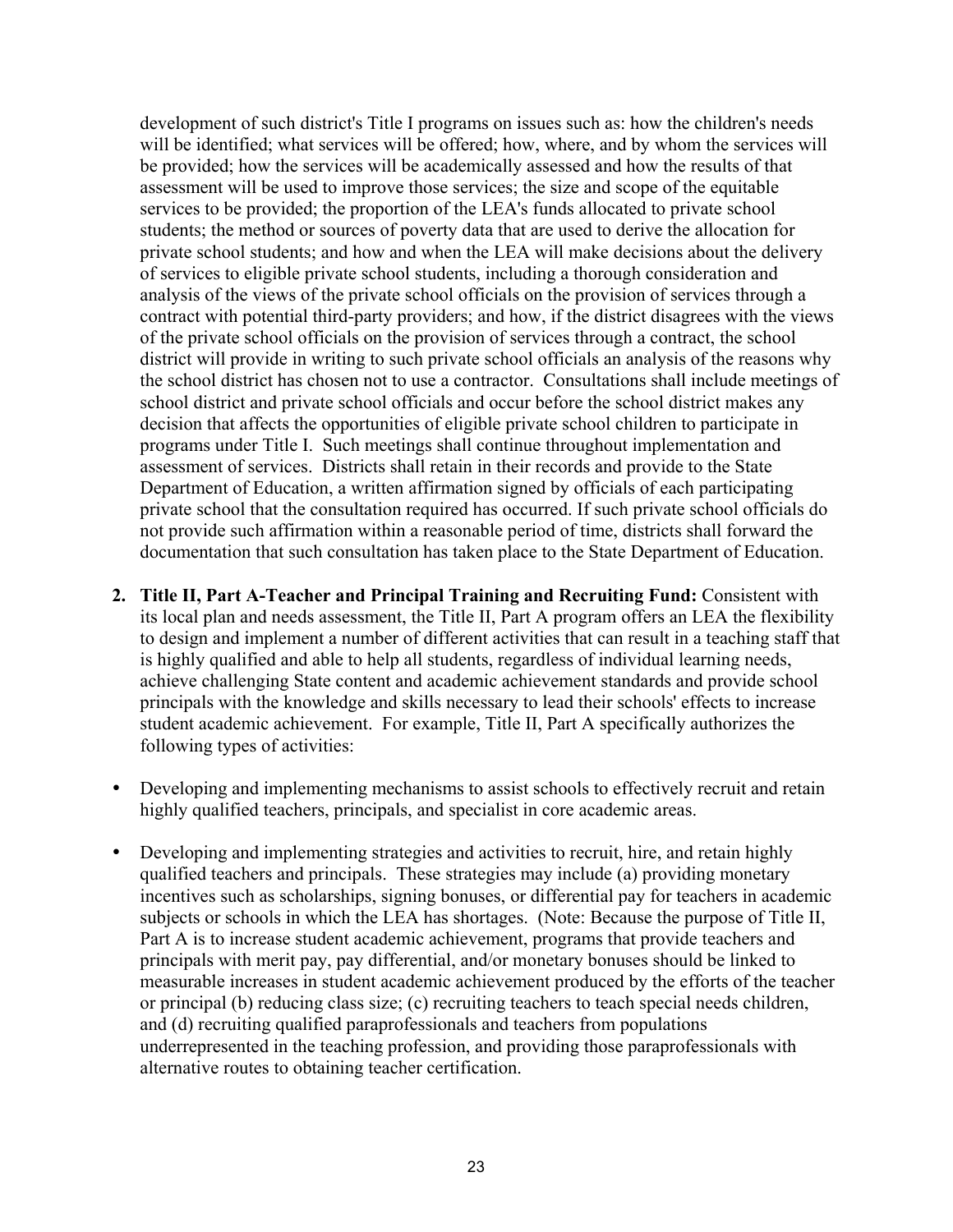development of such district's Title I programs on issues such as: how the children's needs will be identified; what services will be offered; how, where, and by whom the services will be provided; how the services will be academically assessed and how the results of that assessment will be used to improve those services; the size and scope of the equitable services to be provided; the proportion of the LEA's funds allocated to private school students; the method or sources of poverty data that are used to derive the allocation for private school students; and how and when the LEA will make decisions about the delivery of services to eligible private school students, including a thorough consideration and analysis of the views of the private school officials on the provision of services through a contract with potential third-party providers; and how, if the district disagrees with the views of the private school officials on the provision of services through a contract, the school district will provide in writing to such private school officials an analysis of the reasons why the school district has chosen not to use a contractor. Consultations shall include meetings of school district and private school officials and occur before the school district makes any decision that affects the opportunities of eligible private school children to participate in programs under Title I. Such meetings shall continue throughout implementation and assessment of services. Districts shall retain in their records and provide to the State Department of Education, a written affirmation signed by officials of each participating private school that the consultation required has occurred. If such private school officials do not provide such affirmation within a reasonable period of time, districts shall forward the documentation that such consultation has taken place to the State Department of Education.

2. **Title II, Part A-Teacher and Principal Training and Recruiting Fund:** Consistent with its local plan and needs assessment, the Title II, Part A program offers an LEA the flexibility to design and implement a number of different activities that can result in a teaching staff that is highly qualified and able to help all students, regardless of individual learning needs, achieve challenging State content and academic achievement standards and provide school principals with the knowledge and skills necessary to lead their schools' effects to increase student academic achievement. For example, Title II, Part A specifically authorizes the following types of activities:

- Developing and implementing mechanisms to assist schools to effectively recruit and retain highly qualified teachers, principals, and specialist in core academic areas.

- Developing and implementing strategies and activities to recruit, hire, and retain highly qualified teachers and principals. These strategies may include (a) providing monetary incentives such as scholarships, signing bonuses, or differential pay for teachers in academic subjects or schools in which the LEA has shortages. (Note: Because the purpose of Title II, Part A is to increase student academic achievement, programs that provide teachers and principals with merit pay, pay differential, and/or monetary bonuses should be linked to measurable increases in student academic achievement produced by the efforts of the teacher or principal (b) reducing class size; (c) recruiting teachers to teach special needs children, and (d) recruiting qualified paraprofessionals and teachers from populations underrepresented in the teaching profession, and providing those paraprofessionals with alternative routes to obtaining teacher certification.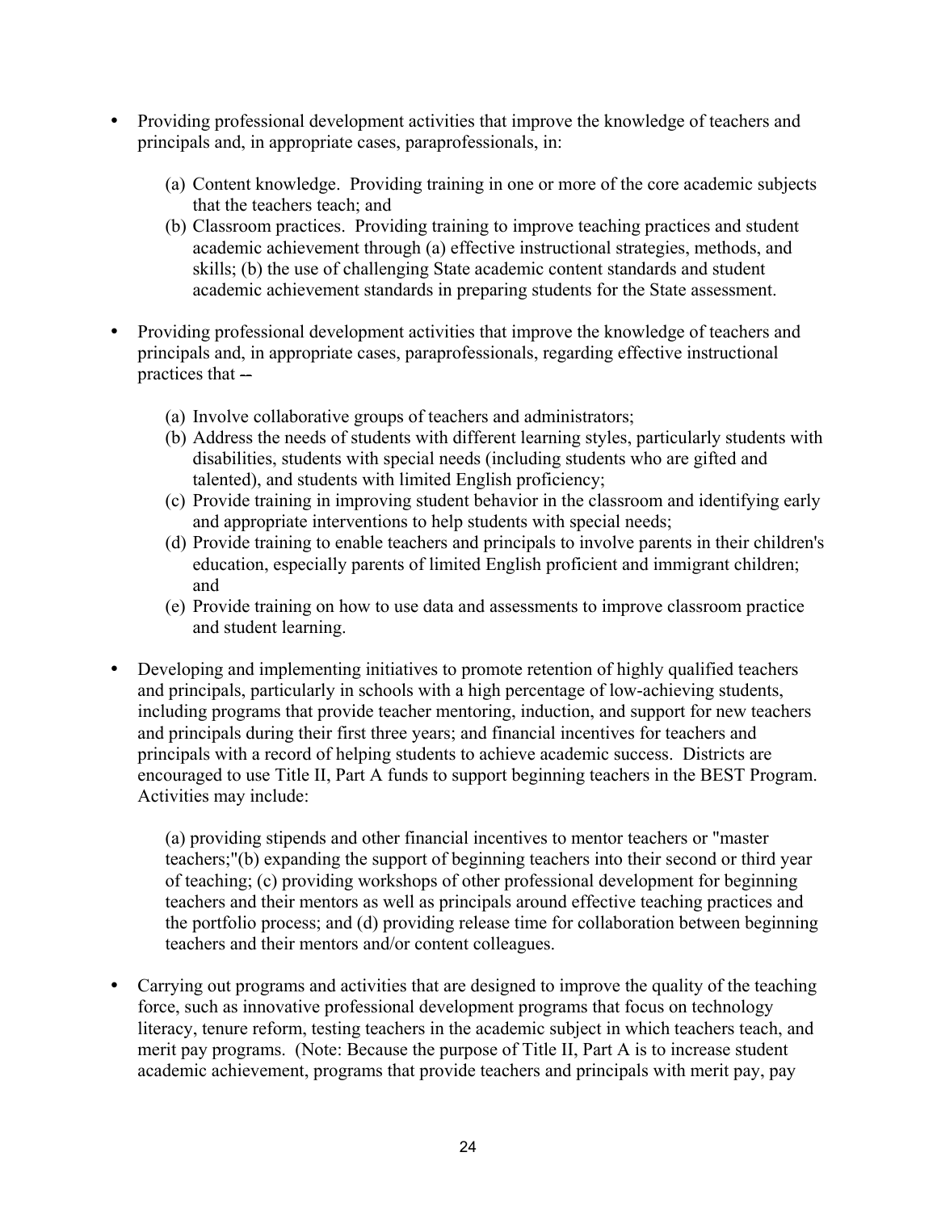- Providing professional development activities that improve the knowledge of teachers and principals and, in appropriate cases, paraprofessionals, in:

  (a) Content knowledge. Providing training in one or more of the core academic subjects that the teachers teach; and
  (b) Classroom practices. Providing training to improve teaching practices and student academic achievement through (a) effective instructional strategies, methods, and skills; (b) the use of challenging State academic content standards and student academic achievement standards in preparing students for the State assessment.

- Providing professional development activities that improve the knowledge of teachers and principals and, in appropriate cases, paraprofessionals, regarding effective instructional practices that --

  (a) Involve collaborative groups of teachers and administrators;
  (b) Address the needs of students with different learning styles, particularly students with disabilities, students with special needs (including students who are gifted and talented), and students with limited English proficiency;
  (c) Provide training in improving student behavior in the classroom and identifying early and appropriate interventions to help students with special needs;
  (d) Provide training to enable teachers and principals to involve parents in their children's education, especially parents of limited English proficient and immigrant children; and
  (e) Provide training on how to use data and assessments to improve classroom practice and student learning.

- Developing and implementing initiatives to promote retention of highly qualified teachers and principals, particularly in schools with a high percentage of low-achieving students, including programs that provide teacher mentoring, induction, and support for new teachers and principals during their first three years; and financial incentives for teachers and principals with a record of helping students to achieve academic success. Districts are encouraged to use Title II, Part A funds to support beginning teachers in the BEST Program. Activities may include:

  (a) providing stipends and other financial incentives to mentor teachers or "master teachers;"(b) expanding the support of beginning teachers into their second or third year of teaching; (c) providing workshops of other professional development for beginning teachers and their mentors as well as principals around effective teaching practices and the portfolio process; and (d) providing release time for collaboration between beginning teachers and their mentors and/or content colleagues.

- Carrying out programs and activities that are designed to improve the quality of the teaching force, such as innovative professional development programs that focus on technology literacy, tenure reform, testing teachers in the academic subject in which teachers teach, and merit pay programs. (Note: Because the purpose of Title II, Part A is to increase student academic achievement, programs that provide teachers and principals with merit pay, pay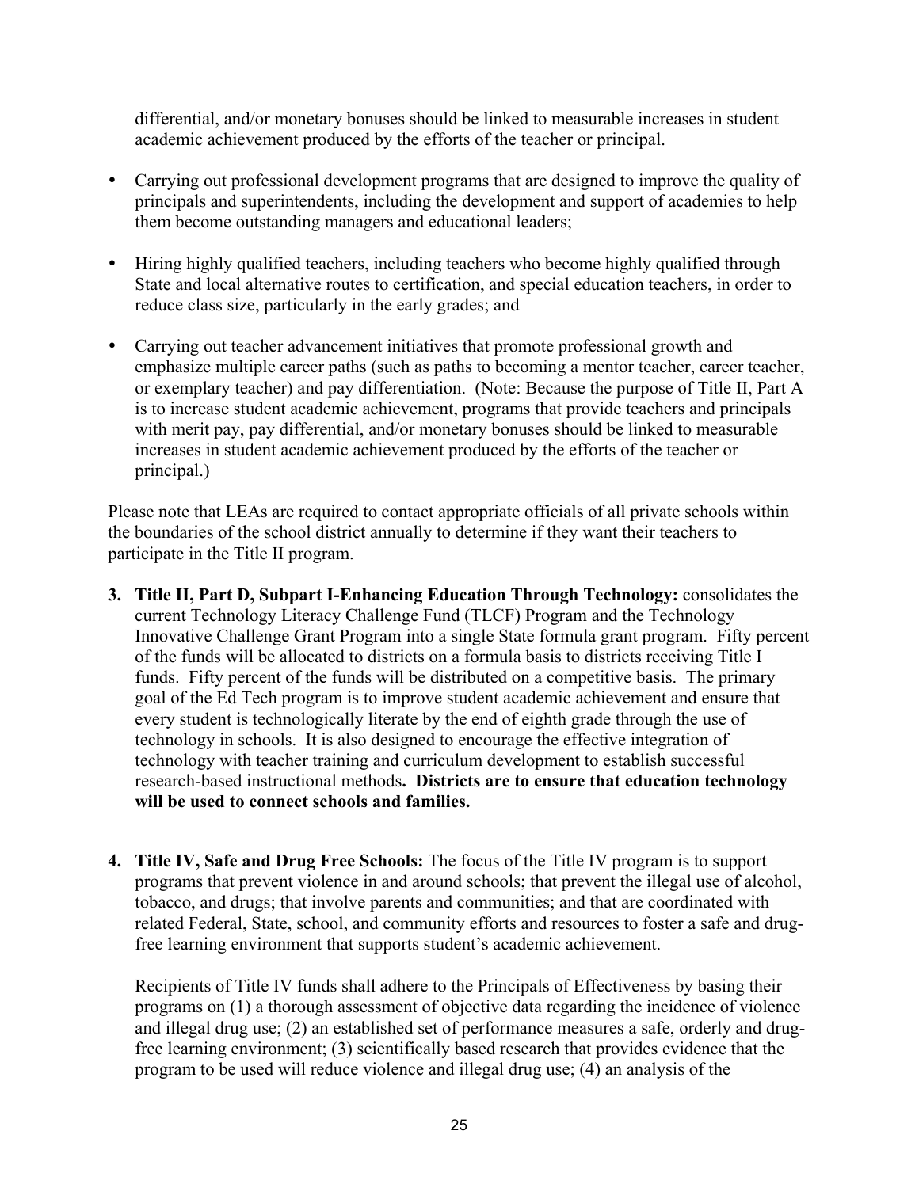differential, and/or monetary bonuses should be linked to measurable increases in student academic achievement produced by the efforts of the teacher or principal.

- Carrying out professional development programs that are designed to improve the quality of principals and superintendents, including the development and support of academies to help them become outstanding managers and educational leaders;
- Hiring highly qualified teachers, including teachers who become highly qualified through State and local alternative routes to certification, and special education teachers, in order to reduce class size, particularly in the early grades; and
- Carrying out teacher advancement initiatives that promote professional growth and emphasize multiple career paths (such as paths to becoming a mentor teacher, career teacher, or exemplary teacher) and pay differentiation. (Note: Because the purpose of Title II, Part A is to increase student academic achievement, programs that provide teachers and principals with merit pay, pay differential, and/or monetary bonuses should be linked to measurable increases in student academic achievement produced by the efforts of the teacher or principal.)

Please note that LEAs are required to contact appropriate officials of all private schools within the boundaries of the school district annually to determine if they want their teachers to participate in the Title II program.

3. **Title II, Part D, Subpart I-Enhancing Education Through Technology:** consolidates the current Technology Literacy Challenge Fund (TLCF) Program and the Technology Innovative Challenge Grant Program into a single State formula grant program. Fifty percent of the funds will be allocated to districts on a formula basis to districts receiving Title I funds. Fifty percent of the funds will be distributed on a competitive basis. The primary goal of the Ed Tech program is to improve student academic achievement and ensure that every student is technologically literate by the end of eighth grade through the use of technology in schools. It is also designed to encourage the effective integration of technology with teacher training and curriculum development to establish successful research-based instructional methods**. Districts are to ensure that education technology will be used to connect schools and families.**

4. **Title IV, Safe and Drug Free Schools:** The focus of the Title IV program is to support programs that prevent violence in and around schools; that prevent the illegal use of alcohol, tobacco, and drugs; that involve parents and communities; and that are coordinated with related Federal, State, school, and community efforts and resources to foster a safe and drug-free learning environment that supports student's academic achievement.

   Recipients of Title IV funds shall adhere to the Principals of Effectiveness by basing their programs on (1) a thorough assessment of objective data regarding the incidence of violence and illegal drug use; (2) an established set of performance measures a safe, orderly and drug-free learning environment; (3) scientifically based research that provides evidence that the program to be used will reduce violence and illegal drug use; (4) an analysis of the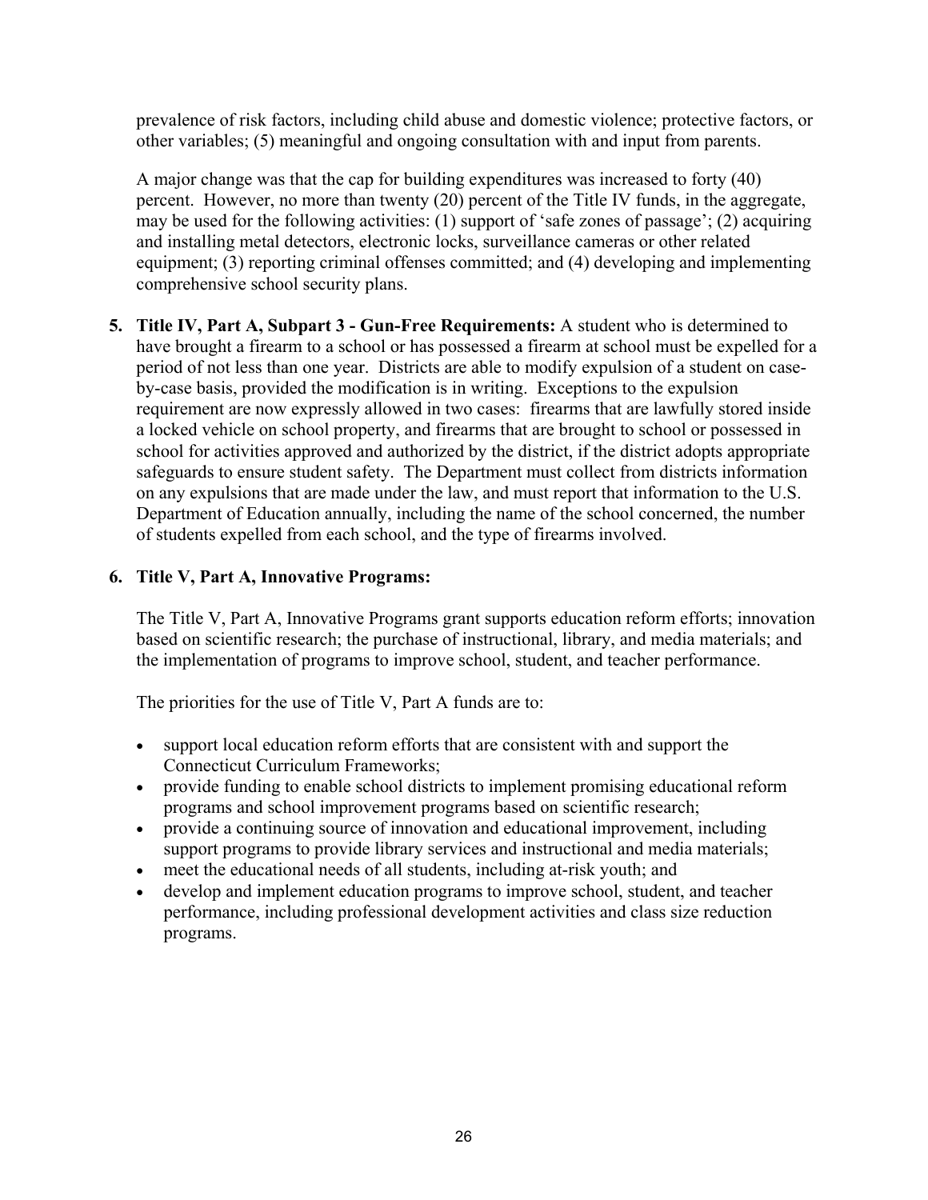prevalence of risk factors, including child abuse and domestic violence; protective factors, or other variables; (5) meaningful and ongoing consultation with and input from parents.

A major change was that the cap for building expenditures was increased to forty (40) percent. However, no more than twenty (20) percent of the Title IV funds, in the aggregate, may be used for the following activities: (1) support of 'safe zones of passage'; (2) acquiring and installing metal detectors, electronic locks, surveillance cameras or other related equipment; (3) reporting criminal offenses committed; and (4) developing and implementing comprehensive school security plans.

5. **Title IV, Part A, Subpart 3 - Gun-Free Requirements:** A student who is determined to have brought a firearm to a school or has possessed a firearm at school must be expelled for a period of not less than one year. Districts are able to modify expulsion of a student on case-by-case basis, provided the modification is in writing. Exceptions to the expulsion requirement are now expressly allowed in two cases: firearms that are lawfully stored inside a locked vehicle on school property, and firearms that are brought to school or possessed in school for activities approved and authorized by the district, if the district adopts appropriate safeguards to ensure student safety. The Department must collect from districts information on any expulsions that are made under the law, and must report that information to the U.S. Department of Education annually, including the name of the school concerned, the number of students expelled from each school, and the type of firearms involved.

6. **Title V, Part A, Innovative Programs:**

   The Title V, Part A, Innovative Programs grant supports education reform efforts; innovation based on scientific research; the purchase of instructional, library, and media materials; and the implementation of programs to improve school, student, and teacher performance.

   The priorities for the use of Title V, Part A funds are to:

   - support local education reform efforts that are consistent with and support the Connecticut Curriculum Frameworks;
   - provide funding to enable school districts to implement promising educational reform programs and school improvement programs based on scientific research;
   - provide a continuing source of innovation and educational improvement, including support programs to provide library services and instructional and media materials;
   - meet the educational needs of all students, including at-risk youth; and
   - develop and implement education programs to improve school, student, and teacher performance, including professional development activities and class size reduction programs.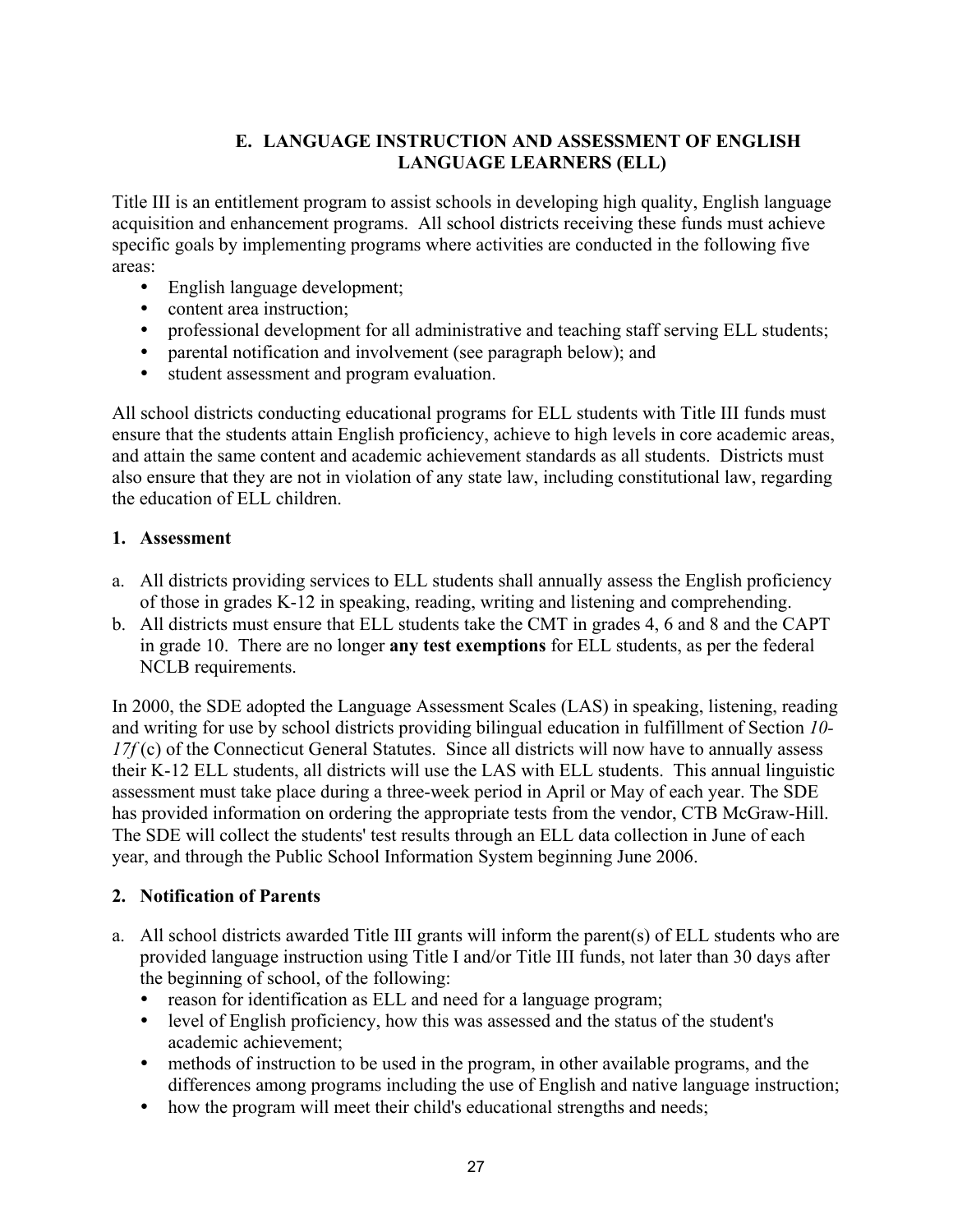## E. LANGUAGE INSTRUCTION AND ASSESSMENT OF ENGLISH LANGUAGE LEARNERS (ELL)

Title III is an entitlement program to assist schools in developing high quality, English language acquisition and enhancement programs. All school districts receiving these funds must achieve specific goals by implementing programs where activities are conducted in the following five areas:

- English language development;
- content area instruction;
- professional development for all administrative and teaching staff serving ELL students;
- parental notification and involvement (see paragraph below); and
- student assessment and program evaluation.

All school districts conducting educational programs for ELL students with Title III funds must ensure that the students attain English proficiency, achieve to high levels in core academic areas, and attain the same content and academic achievement standards as all students. Districts must also ensure that they are not in violation of any state law, including constitutional law, regarding the education of ELL children.

### 1. Assessment

a. All districts providing services to ELL students shall annually assess the English proficiency of those in grades K-12 in speaking, reading, writing and listening and comprehending.

b. All districts must ensure that ELL students take the CMT in grades 4, 6 and 8 and the CAPT in grade 10. There are no longer **any test exemptions** for ELL students, as per the federal NCLB requirements.

In 2000, the SDE adopted the Language Assessment Scales (LAS) in speaking, listening, reading and writing for use by school districts providing bilingual education in fulfillment of Section *10-17f* (c) of the Connecticut General Statutes. Since all districts will now have to annually assess their K-12 ELL students, all districts will use the LAS with ELL students. This annual linguistic assessment must take place during a three-week period in April or May of each year. The SDE has provided information on ordering the appropriate tests from the vendor, CTB McGraw-Hill. The SDE will collect the students' test results through an ELL data collection in June of each year, and through the Public School Information System beginning June 2006.

### 2. Notification of Parents

a. All school districts awarded Title III grants will inform the parent(s) of ELL students who are provided language instruction using Title I and/or Title III funds, not later than 30 days after the beginning of school, of the following:
   - reason for identification as ELL and need for a language program;
   - level of English proficiency, how this was assessed and the status of the student's academic achievement;
   - methods of instruction to be used in the program, in other available programs, and the differences among programs including the use of English and native language instruction;
   - how the program will meet their child's educational strengths and needs;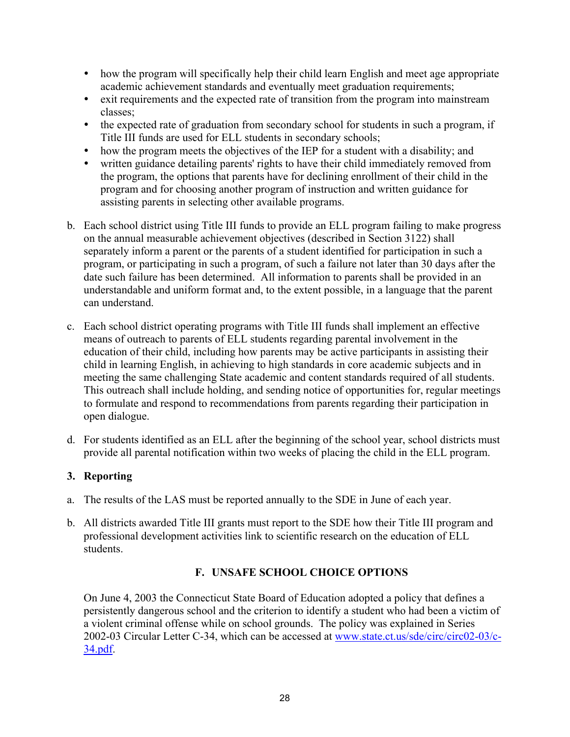- how the program will specifically help their child learn English and meet age appropriate academic achievement standards and eventually meet graduation requirements;
- exit requirements and the expected rate of transition from the program into mainstream classes;
- the expected rate of graduation from secondary school for students in such a program, if Title III funds are used for ELL students in secondary schools;
- how the program meets the objectives of the IEP for a student with a disability; and
- written guidance detailing parents' rights to have their child immediately removed from the program, the options that parents have for declining enrollment of their child in the program and for choosing another program of instruction and written guidance for assisting parents in selecting other available programs.

b. Each school district using Title III funds to provide an ELL program failing to make progress on the annual measurable achievement objectives (described in Section 3122) shall separately inform a parent or the parents of a student identified for participation in such a program, or participating in such a program, of such a failure not later than 30 days after the date such failure has been determined. All information to parents shall be provided in an understandable and uniform format and, to the extent possible, in a language that the parent can understand.

c. Each school district operating programs with Title III funds shall implement an effective means of outreach to parents of ELL students regarding parental involvement in the education of their child, including how parents may be active participants in assisting their child in learning English, in achieving to high standards in core academic subjects and in meeting the same challenging State academic and content standards required of all students. This outreach shall include holding, and sending notice of opportunities for, regular meetings to formulate and respond to recommendations from parents regarding their participation in open dialogue.

d. For students identified as an ELL after the beginning of the school year, school districts must provide all parental notification within two weeks of placing the child in the ELL program.

**3. Reporting**

a. The results of the LAS must be reported annually to the SDE in June of each year.

b. All districts awarded Title III grants must report to the SDE how their Title III program and professional development activities link to scientific research on the education of ELL students.

## F. UNSAFE SCHOOL CHOICE OPTIONS

On June 4, 2003 the Connecticut State Board of Education adopted a policy that defines a persistently dangerous school and the criterion to identify a student who had been a victim of a violent criminal offense while on school grounds. The policy was explained in Series 2002-03 Circular Letter C-34, which can be accessed at www.state.ct.us/sde/circ/circ02-03/c-34.pdf.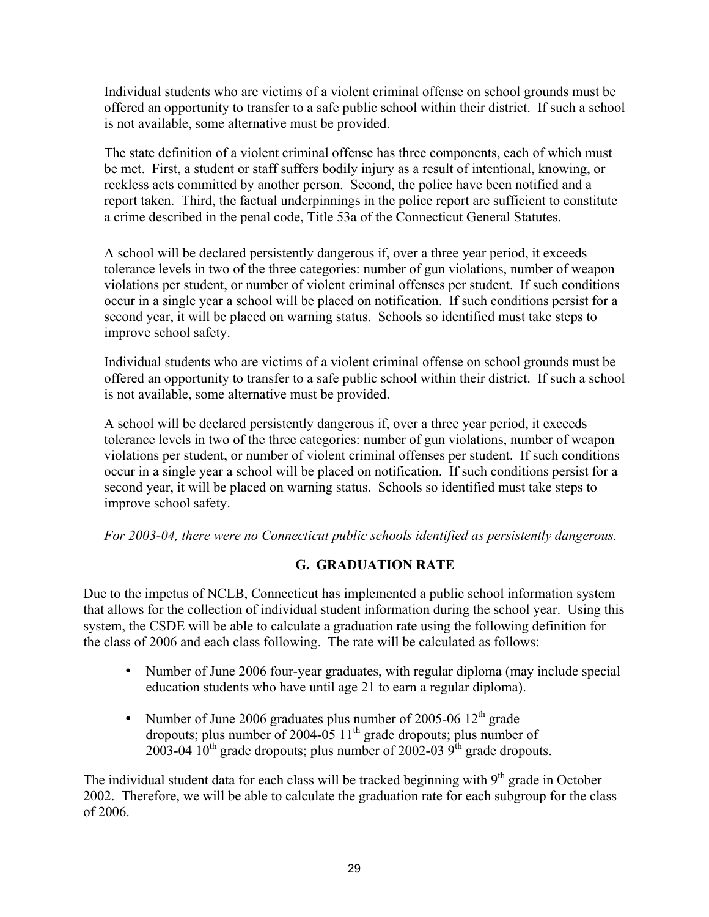Individual students who are victims of a violent criminal offense on school grounds must be offered an opportunity to transfer to a safe public school within their district. If such a school is not available, some alternative must be provided.

The state definition of a violent criminal offense has three components, each of which must be met. First, a student or staff suffers bodily injury as a result of intentional, knowing, or reckless acts committed by another person. Second, the police have been notified and a report taken. Third, the factual underpinnings in the police report are sufficient to constitute a crime described in the penal code, Title 53a of the Connecticut General Statutes.

A school will be declared persistently dangerous if, over a three year period, it exceeds tolerance levels in two of the three categories: number of gun violations, number of weapon violations per student, or number of violent criminal offenses per student. If such conditions occur in a single year a school will be placed on notification. If such conditions persist for a second year, it will be placed on warning status. Schools so identified must take steps to improve school safety.

Individual students who are victims of a violent criminal offense on school grounds must be offered an opportunity to transfer to a safe public school within their district. If such a school is not available, some alternative must be provided.

A school will be declared persistently dangerous if, over a three year period, it exceeds tolerance levels in two of the three categories: number of gun violations, number of weapon violations per student, or number of violent criminal offenses per student. If such conditions occur in a single year a school will be placed on notification. If such conditions persist for a second year, it will be placed on warning status. Schools so identified must take steps to improve school safety.

*For 2003-04, there were no Connecticut public schools identified as persistently dangerous.*

## G. GRADUATION RATE

Due to the impetus of NCLB, Connecticut has implemented a public school information system that allows for the collection of individual student information during the school year. Using this system, the CSDE will be able to calculate a graduation rate using the following definition for the class of 2006 and each class following. The rate will be calculated as follows:

- Number of June 2006 four-year graduates, with regular diploma (may include special education students who have until age 21 to earn a regular diploma).
- Number of June 2006 graduates plus number of 2005-06 12th grade dropouts; plus number of 2004-05 11th grade dropouts; plus number of 2003-04 10th grade dropouts; plus number of 2002-03 9th grade dropouts.

The individual student data for each class will be tracked beginning with 9th grade in October 2002. Therefore, we will be able to calculate the graduation rate for each subgroup for the class of 2006.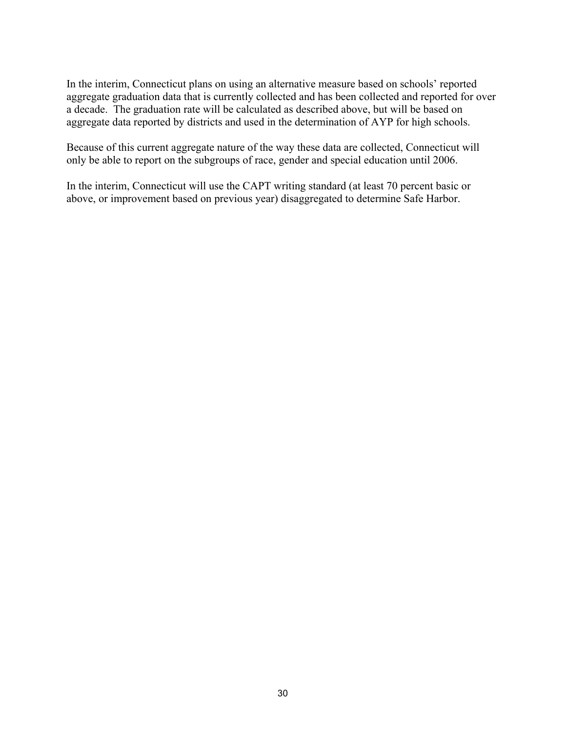In the interim, Connecticut plans on using an alternative measure based on schools' reported aggregate graduation data that is currently collected and has been collected and reported for over a decade. The graduation rate will be calculated as described above, but will be based on aggregate data reported by districts and used in the determination of AYP for high schools.

Because of this current aggregate nature of the way these data are collected, Connecticut will only be able to report on the subgroups of race, gender and special education until 2006.

In the interim, Connecticut will use the CAPT writing standard (at least 70 percent basic or above, or improvement based on previous year) disaggregated to determine Safe Harbor.